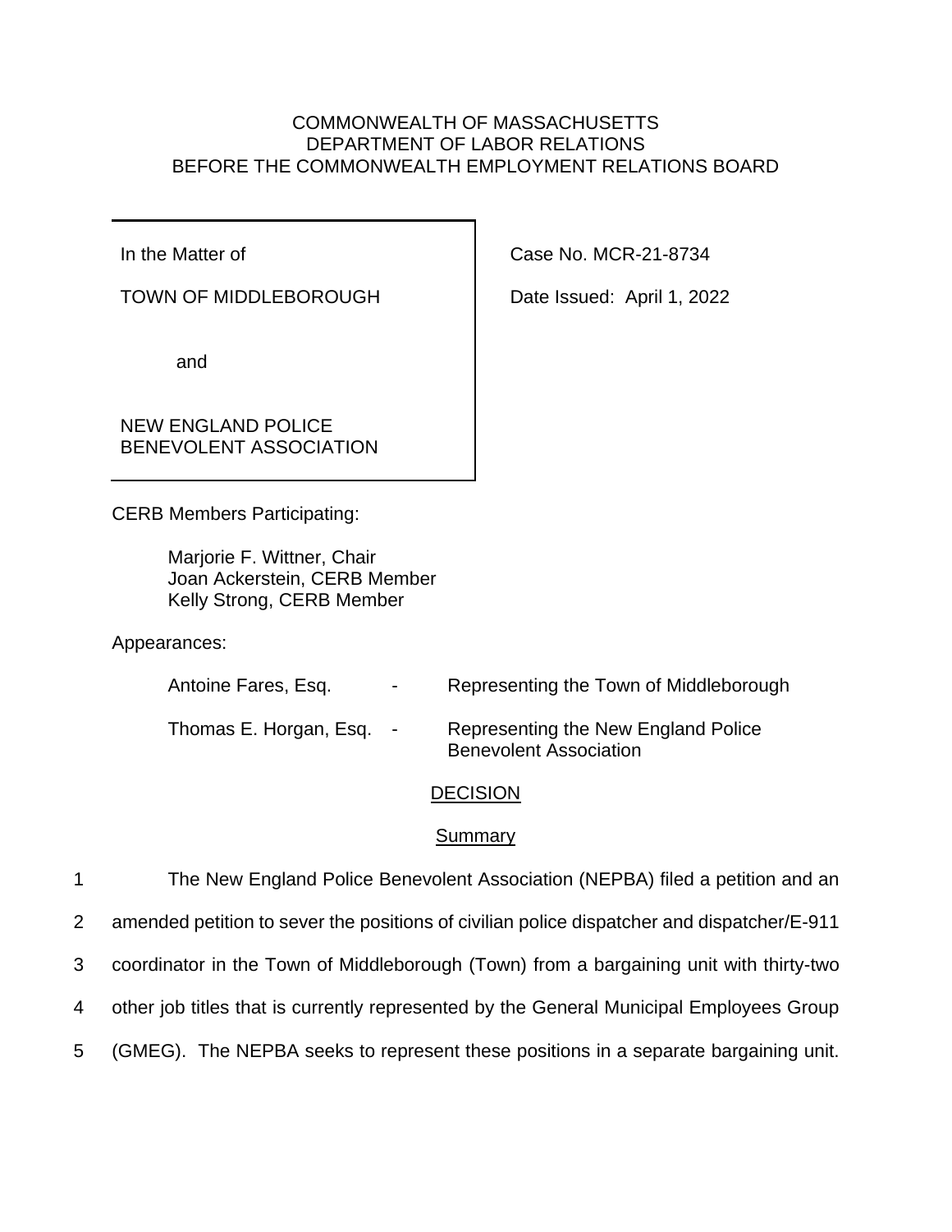COMMONWEALTH OF MASSACHUSETTS
DEPARTMENT OF LABOR RELATIONS
BEFORE THE COMMONWEALTH EMPLOYMENT RELATIONS BOARD

| | |
|---|---|
| In the Matter of<br><br>TOWN OF MIDDLEBOROUGH<br><br>and<br><br>NEW ENGLAND POLICE BENEVOLENT ASSOCIATION | Case No. MCR-21-8734<br><br>Date Issued: April 1, 2022 |

CERB Members Participating:

Marjorie F. Wittner, Chair
Joan Ackerstein, CERB Member
Kelly Strong, CERB Member

Appearances:

| | | |
|---|---|---|
| Antoine Fares, Esq. | - | Representing the Town of Middleborough |
| Thomas E. Horgan, Esq. | - | Representing the New England Police Benevolent Association |

## DECISION

### Summary

1 The New England Police Benevolent Association (NEPBA) filed a petition and an
2 amended petition to sever the positions of civilian police dispatcher and dispatcher/E-911
3 coordinator in the Town of Middleborough (Town) from a bargaining unit with thirty-two
4 other job titles that is currently represented by the General Municipal Employees Group
5 (GMEG). The NEPBA seeks to represent these positions in a separate bargaining unit.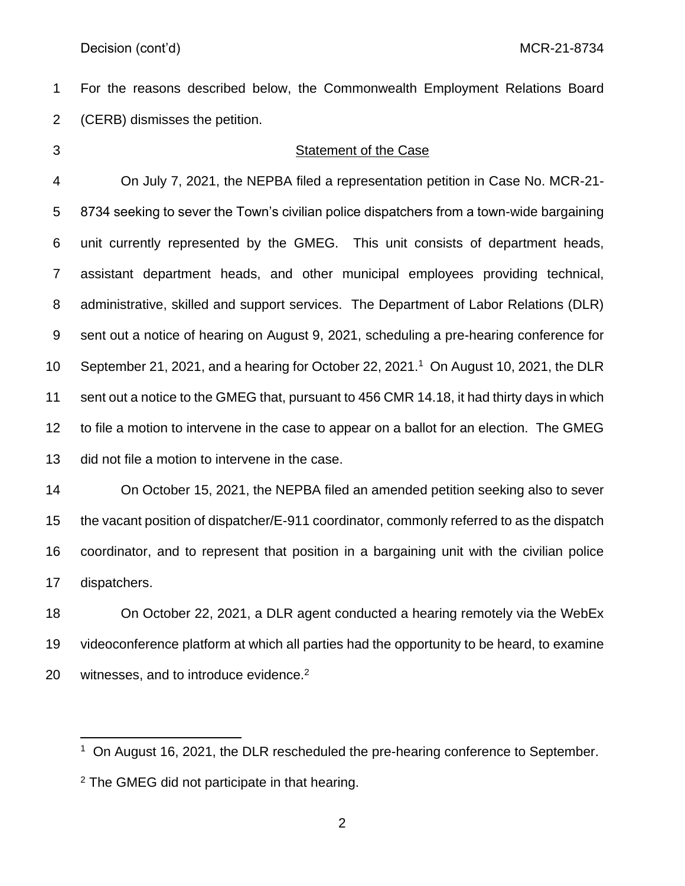For the reasons described below, the Commonwealth Employment Relations Board (CERB) dismisses the petition.

## Statement of the Case

On July 7, 2021, the NEPBA filed a representation petition in Case No. MCR-21-8734 seeking to sever the Town's civilian police dispatchers from a town-wide bargaining unit currently represented by the GMEG. This unit consists of department heads, assistant department heads, and other municipal employees providing technical, administrative, skilled and support services. The Department of Labor Relations (DLR) sent out a notice of hearing on August 9, 2021, scheduling a pre-hearing conference for September 21, 2021, and a hearing for October 22, 2021.[1] On August 10, 2021, the DLR sent out a notice to the GMEG that, pursuant to 456 CMR 14.18, it had thirty days in which to file a motion to intervene in the case to appear on a ballot for an election. The GMEG did not file a motion to intervene in the case.

On October 15, 2021, the NEPBA filed an amended petition seeking also to sever the vacant position of dispatcher/E-911 coordinator, commonly referred to as the dispatch coordinator, and to represent that position in a bargaining unit with the civilian police dispatchers.

On October 22, 2021, a DLR agent conducted a hearing remotely via the WebEx videoconference platform at which all parties had the opportunity to be heard, to examine witnesses, and to introduce evidence.[2]

---

[1] On August 16, 2021, the DLR rescheduled the pre-hearing conference to September.

[2] The GMEG did not participate in that hearing.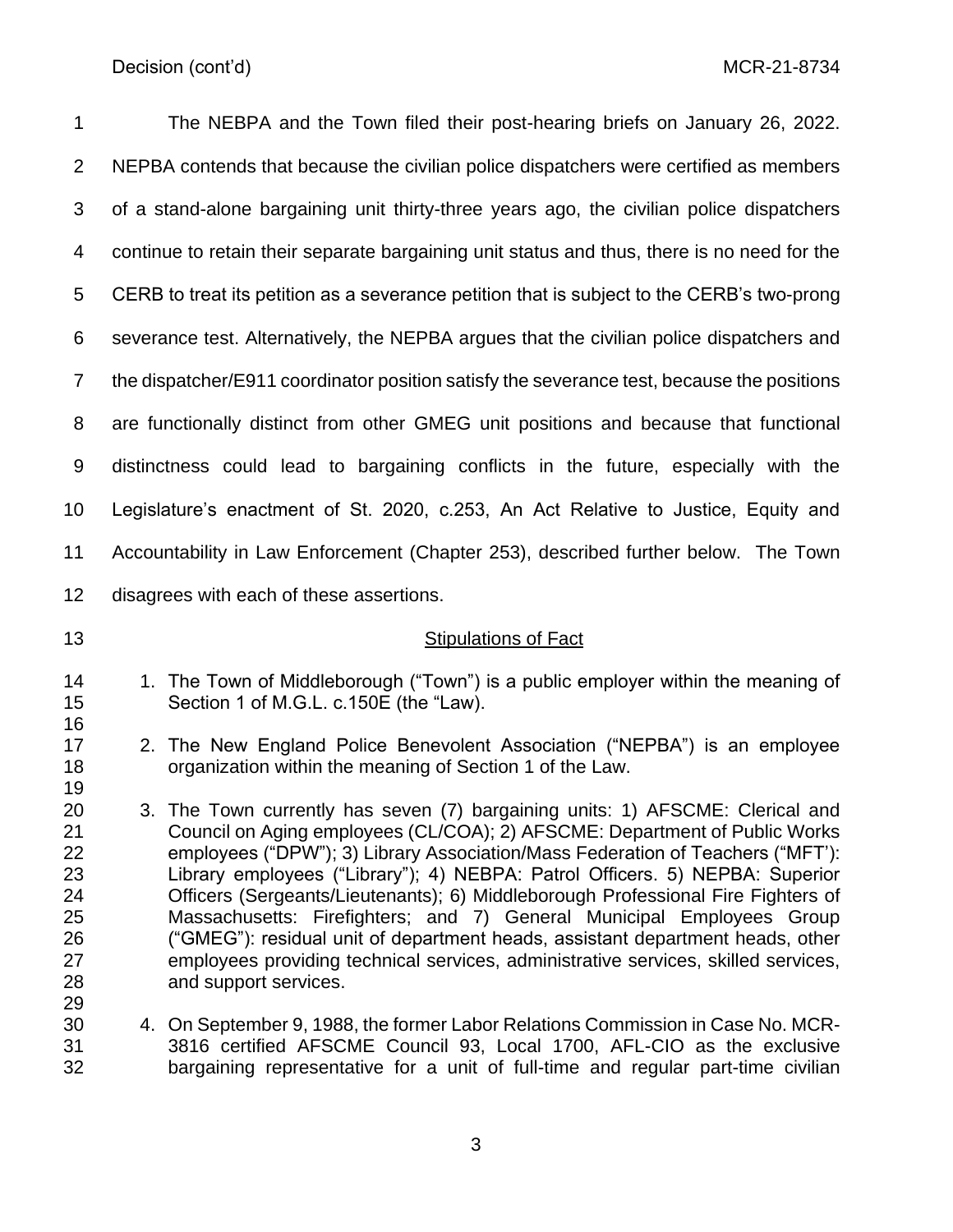The NEBPA and the Town filed their post-hearing briefs on January 26, 2022. NEPBA contends that because the civilian police dispatchers were certified as members of a stand-alone bargaining unit thirty-three years ago, the civilian police dispatchers continue to retain their separate bargaining unit status and thus, there is no need for the CERB to treat its petition as a severance petition that is subject to the CERB's two-prong severance test. Alternatively, the NEPBA argues that the civilian police dispatchers and the dispatcher/E911 coordinator position satisfy the severance test, because the positions are functionally distinct from other GMEG unit positions and because that functional distinctness could lead to bargaining conflicts in the future, especially with the Legislature's enactment of St. 2020, c.253, An Act Relative to Justice, Equity and Accountability in Law Enforcement (Chapter 253), described further below. The Town disagrees with each of these assertions.

## Stipulations of Fact

1. The Town of Middleborough ("Town") is a public employer within the meaning of Section 1 of M.G.L. c.150E (the "Law).

2. The New England Police Benevolent Association ("NEPBA") is an employee organization within the meaning of Section 1 of the Law.

3. The Town currently has seven (7) bargaining units: 1) AFSCME: Clerical and Council on Aging employees (CL/COA); 2) AFSCME: Department of Public Works employees ("DPW"); 3) Library Association/Mass Federation of Teachers ("MFT'): Library employees ("Library"); 4) NEBPA: Patrol Officers. 5) NEBPA: Superior Officers (Sergeants/Lieutenants); 6) Middleborough Professional Fire Fighters of Massachusetts: Firefighters; and 7) General Municipal Employees Group ("GMEG"): residual unit of department heads, assistant department heads, other employees providing technical services, administrative services, skilled services, and support services.

4. On September 9, 1988, the former Labor Relations Commission in Case No. MCR-3816 certified AFSCME Council 93, Local 1700, AFL-CIO as the exclusive bargaining representative for a unit of full-time and regular part-time civilian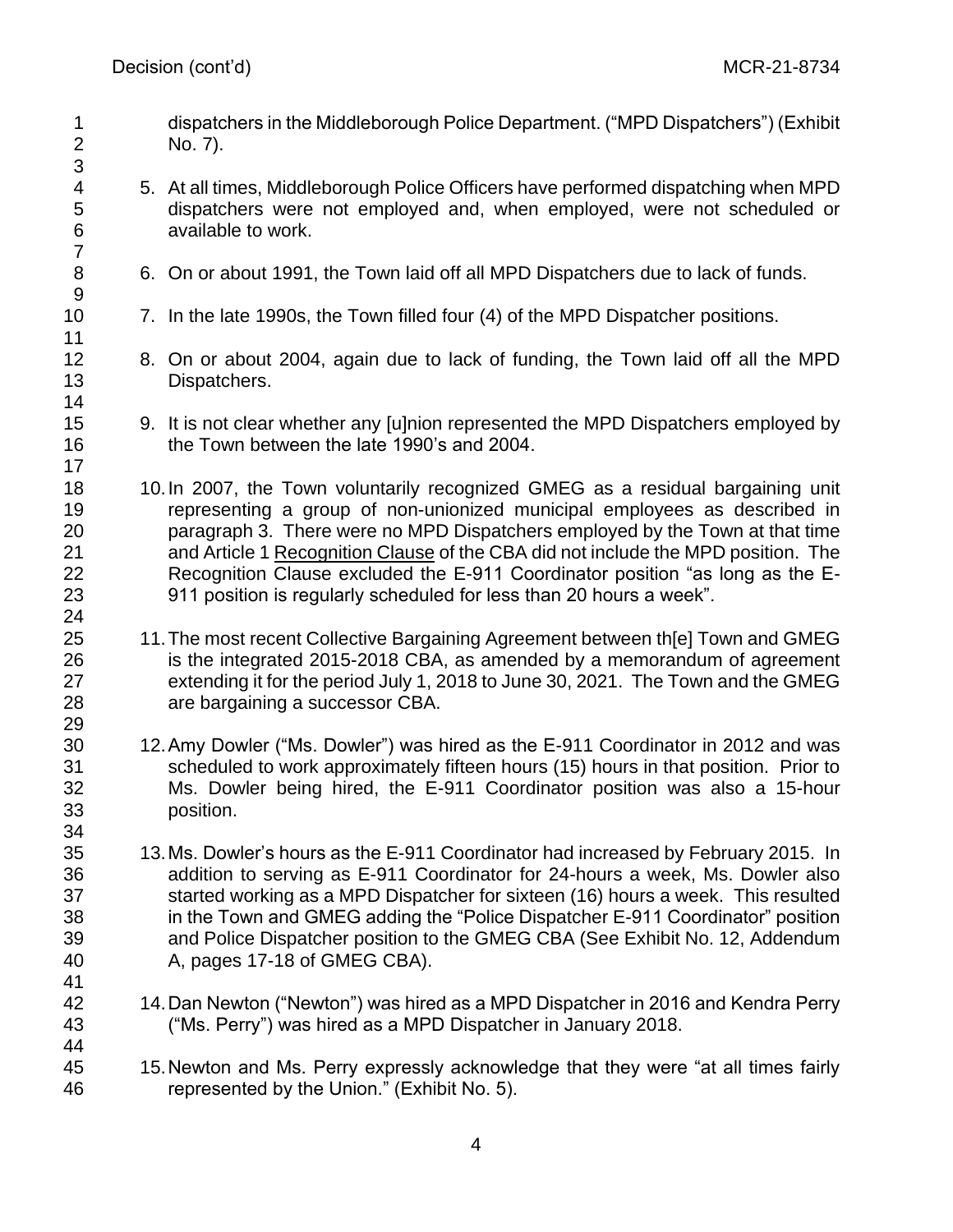dispatchers in the Middleborough Police Department. ("MPD Dispatchers") (Exhibit No. 7).

5. At all times, Middleborough Police Officers have performed dispatching when MPD dispatchers were not employed and, when employed, were not scheduled or available to work.

6. On or about 1991, the Town laid off all MPD Dispatchers due to lack of funds.

7. In the late 1990s, the Town filled four (4) of the MPD Dispatcher positions.

8. On or about 2004, again due to lack of funding, the Town laid off all the MPD Dispatchers.

9. It is not clear whether any [u]nion represented the MPD Dispatchers employed by the Town between the late 1990's and 2004.

10. In 2007, the Town voluntarily recognized GMEG as a residual bargaining unit representing a group of non-unionized municipal employees as described in paragraph 3. There were no MPD Dispatchers employed by the Town at that time and Article 1 Recognition Clause of the CBA did not include the MPD position. The Recognition Clause excluded the E-911 Coordinator position "as long as the E-911 position is regularly scheduled for less than 20 hours a week".

11. The most recent Collective Bargaining Agreement between th[e] Town and GMEG is the integrated 2015-2018 CBA, as amended by a memorandum of agreement extending it for the period July 1, 2018 to June 30, 2021. The Town and the GMEG are bargaining a successor CBA.

12. Amy Dowler ("Ms. Dowler") was hired as the E-911 Coordinator in 2012 and was scheduled to work approximately fifteen hours (15) hours in that position. Prior to Ms. Dowler being hired, the E-911 Coordinator position was also a 15-hour position.

13. Ms. Dowler's hours as the E-911 Coordinator had increased by February 2015. In addition to serving as E-911 Coordinator for 24-hours a week, Ms. Dowler also started working as a MPD Dispatcher for sixteen (16) hours a week. This resulted in the Town and GMEG adding the "Police Dispatcher E-911 Coordinator" position and Police Dispatcher position to the GMEG CBA (See Exhibit No. 12, Addendum A, pages 17-18 of GMEG CBA).

14. Dan Newton ("Newton") was hired as a MPD Dispatcher in 2016 and Kendra Perry ("Ms. Perry") was hired as a MPD Dispatcher in January 2018.

15. Newton and Ms. Perry expressly acknowledge that they were "at all times fairly represented by the Union." (Exhibit No. 5).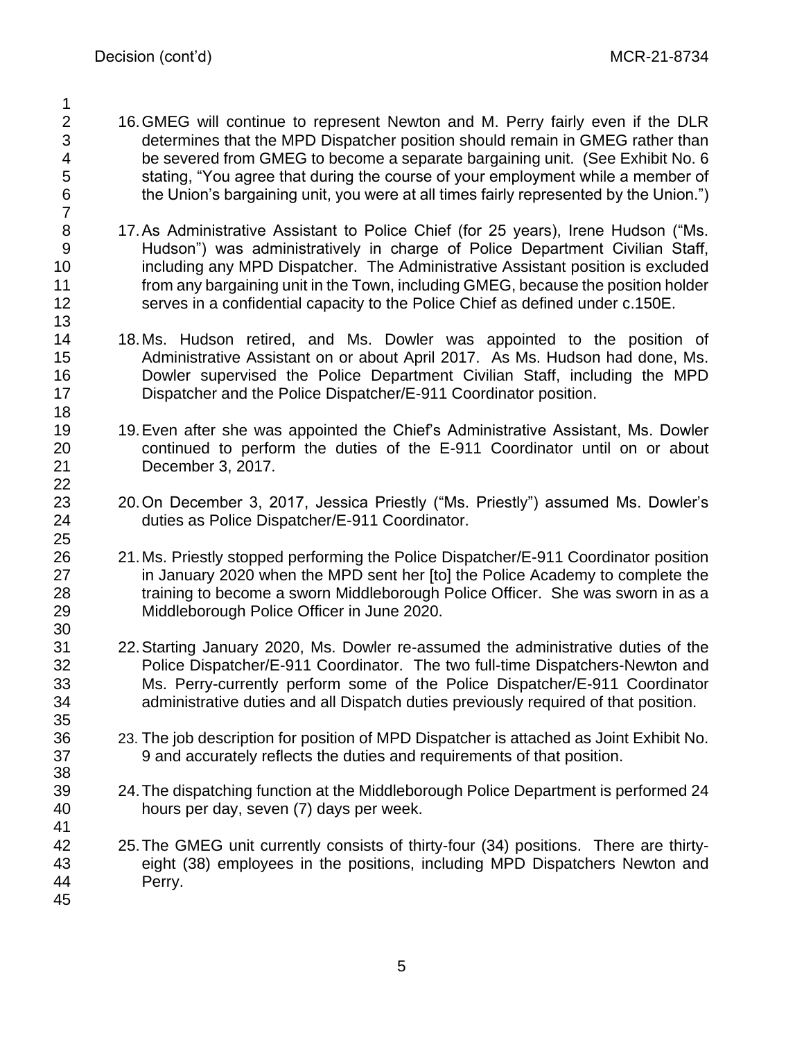16. GMEG will continue to represent Newton and M. Perry fairly even if the DLR determines that the MPD Dispatcher position should remain in GMEG rather than be severed from GMEG to become a separate bargaining unit. (See Exhibit No. 6 stating, "You agree that during the course of your employment while a member of the Union's bargaining unit, you were at all times fairly represented by the Union.")

17. As Administrative Assistant to Police Chief (for 25 years), Irene Hudson ("Ms. Hudson") was administratively in charge of Police Department Civilian Staff, including any MPD Dispatcher. The Administrative Assistant position is excluded from any bargaining unit in the Town, including GMEG, because the position holder serves in a confidential capacity to the Police Chief as defined under c.150E.

18. Ms. Hudson retired, and Ms. Dowler was appointed to the position of Administrative Assistant on or about April 2017. As Ms. Hudson had done, Ms. Dowler supervised the Police Department Civilian Staff, including the MPD Dispatcher and the Police Dispatcher/E-911 Coordinator position.

19. Even after she was appointed the Chief's Administrative Assistant, Ms. Dowler continued to perform the duties of the E-911 Coordinator until on or about December 3, 2017.

20. On December 3, 2017, Jessica Priestly ("Ms. Priestly") assumed Ms. Dowler's duties as Police Dispatcher/E-911 Coordinator.

21. Ms. Priestly stopped performing the Police Dispatcher/E-911 Coordinator position in January 2020 when the MPD sent her [to] the Police Academy to complete the training to become a sworn Middleborough Police Officer. She was sworn in as a Middleborough Police Officer in June 2020.

22. Starting January 2020, Ms. Dowler re-assumed the administrative duties of the Police Dispatcher/E-911 Coordinator. The two full-time Dispatchers-Newton and Ms. Perry-currently perform some of the Police Dispatcher/E-911 Coordinator administrative duties and all Dispatch duties previously required of that position.

23. The job description for position of MPD Dispatcher is attached as Joint Exhibit No. 9 and accurately reflects the duties and requirements of that position.

24. The dispatching function at the Middleborough Police Department is performed 24 hours per day, seven (7) days per week.

25. The GMEG unit currently consists of thirty-four (34) positions. There are thirty-eight (38) employees in the positions, including MPD Dispatchers Newton and Perry.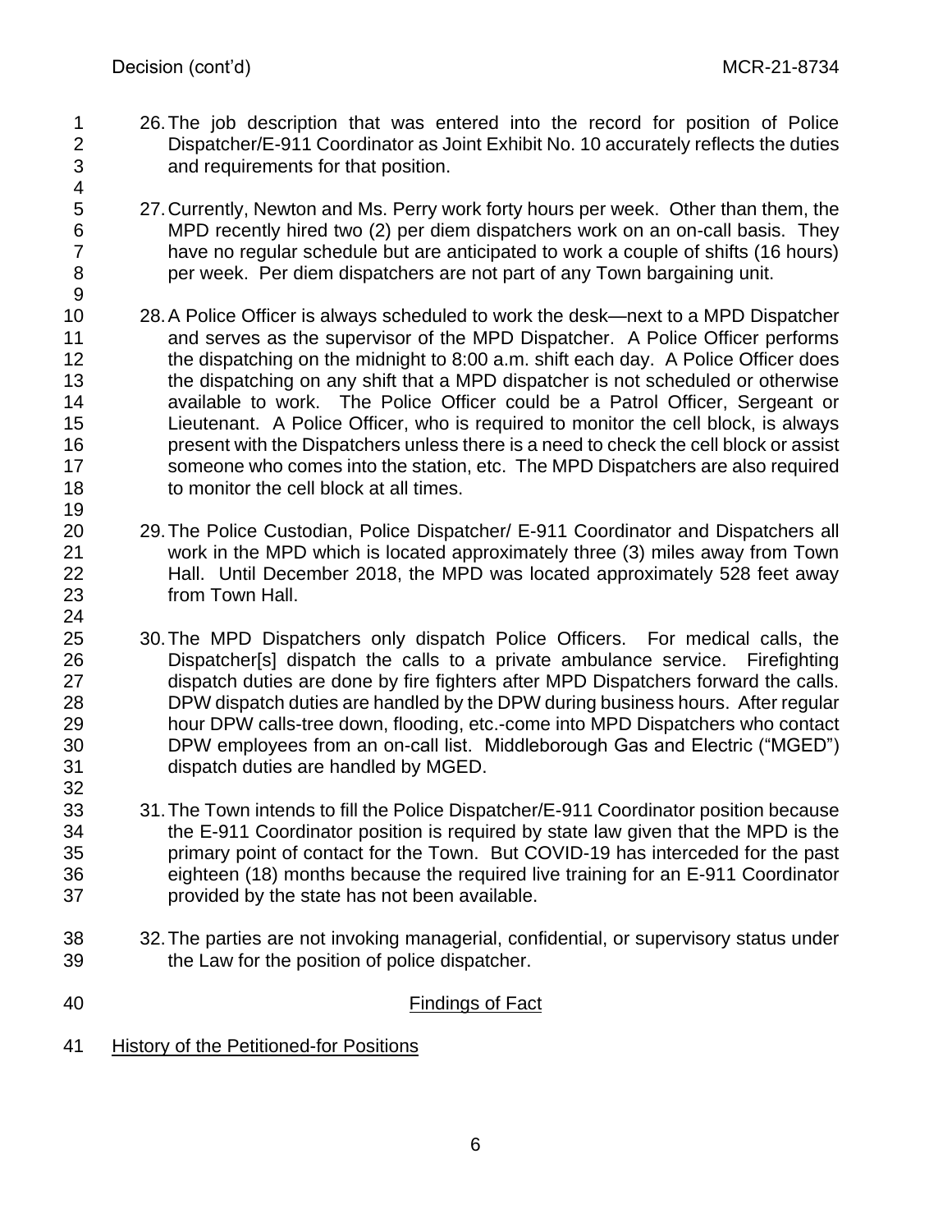26. The job description that was entered into the record for position of Police Dispatcher/E-911 Coordinator as Joint Exhibit No. 10 accurately reflects the duties and requirements for that position.

27. Currently, Newton and Ms. Perry work forty hours per week. Other than them, the MPD recently hired two (2) per diem dispatchers work on an on-call basis. They have no regular schedule but are anticipated to work a couple of shifts (16 hours) per week. Per diem dispatchers are not part of any Town bargaining unit.

28. A Police Officer is always scheduled to work the desk—next to a MPD Dispatcher and serves as the supervisor of the MPD Dispatcher. A Police Officer performs the dispatching on the midnight to 8:00 a.m. shift each day. A Police Officer does the dispatching on any shift that a MPD dispatcher is not scheduled or otherwise available to work. The Police Officer could be a Patrol Officer, Sergeant or Lieutenant. A Police Officer, who is required to monitor the cell block, is always present with the Dispatchers unless there is a need to check the cell block or assist someone who comes into the station, etc. The MPD Dispatchers are also required to monitor the cell block at all times.

29. The Police Custodian, Police Dispatcher/ E-911 Coordinator and Dispatchers all work in the MPD which is located approximately three (3) miles away from Town Hall. Until December 2018, the MPD was located approximately 528 feet away from Town Hall.

30. The MPD Dispatchers only dispatch Police Officers. For medical calls, the Dispatcher[s] dispatch the calls to a private ambulance service. Firefighting dispatch duties are done by fire fighters after MPD Dispatchers forward the calls. DPW dispatch duties are handled by the DPW during business hours. After regular hour DPW calls-tree down, flooding, etc.-come into MPD Dispatchers who contact DPW employees from an on-call list. Middleborough Gas and Electric ("MGED") dispatch duties are handled by MGED.

31. The Town intends to fill the Police Dispatcher/E-911 Coordinator position because the E-911 Coordinator position is required by state law given that the MPD is the primary point of contact for the Town. But COVID-19 has interceded for the past eighteen (18) months because the required live training for an E-911 Coordinator provided by the state has not been available.

32. The parties are not invoking managerial, confidential, or supervisory status under the Law for the position of police dispatcher.

## Findings of Fact

### History of the Petitioned-for Positions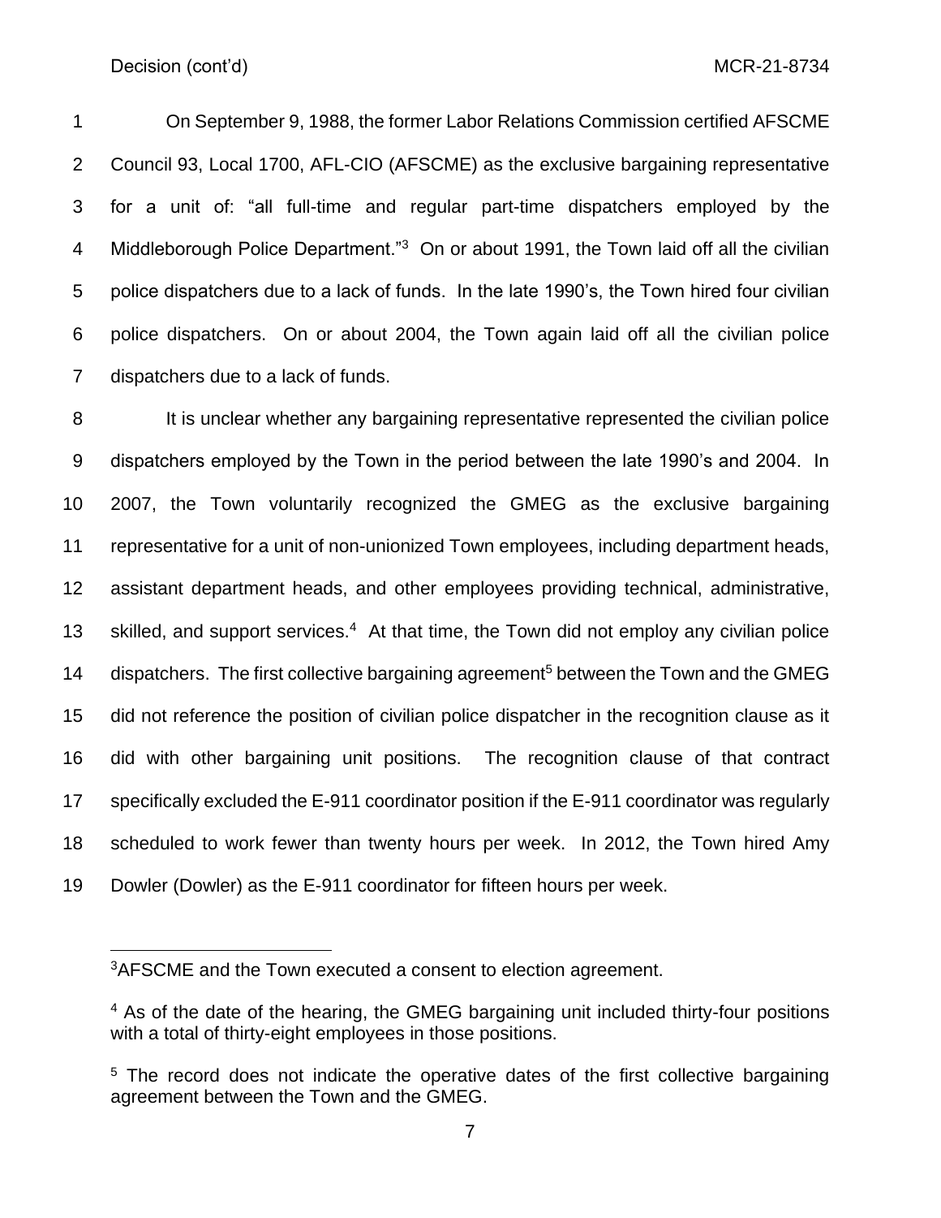On September 9, 1988, the former Labor Relations Commission certified AFSCME Council 93, Local 1700, AFL-CIO (AFSCME) as the exclusive bargaining representative for a unit of: "all full-time and regular part-time dispatchers employed by the Middleborough Police Department."[3] On or about 1991, the Town laid off all the civilian police dispatchers due to a lack of funds. In the late 1990's, the Town hired four civilian police dispatchers. On or about 2004, the Town again laid off all the civilian police dispatchers due to a lack of funds.

It is unclear whether any bargaining representative represented the civilian police dispatchers employed by the Town in the period between the late 1990's and 2004. In 2007, the Town voluntarily recognized the GMEG as the exclusive bargaining representative for a unit of non-unionized Town employees, including department heads, assistant department heads, and other employees providing technical, administrative, skilled, and support services.[4] At that time, the Town did not employ any civilian police dispatchers. The first collective bargaining agreement[5] between the Town and the GMEG did not reference the position of civilian police dispatcher in the recognition clause as it did with other bargaining unit positions. The recognition clause of that contract specifically excluded the E-911 coordinator position if the E-911 coordinator was regularly scheduled to work fewer than twenty hours per week. In 2012, the Town hired Amy Dowler (Dowler) as the E-911 coordinator for fifteen hours per week.

---

[3] AFSCME and the Town executed a consent to election agreement.

[4] As of the date of the hearing, the GMEG bargaining unit included thirty-four positions with a total of thirty-eight employees in those positions.

[5] The record does not indicate the operative dates of the first collective bargaining agreement between the Town and the GMEG.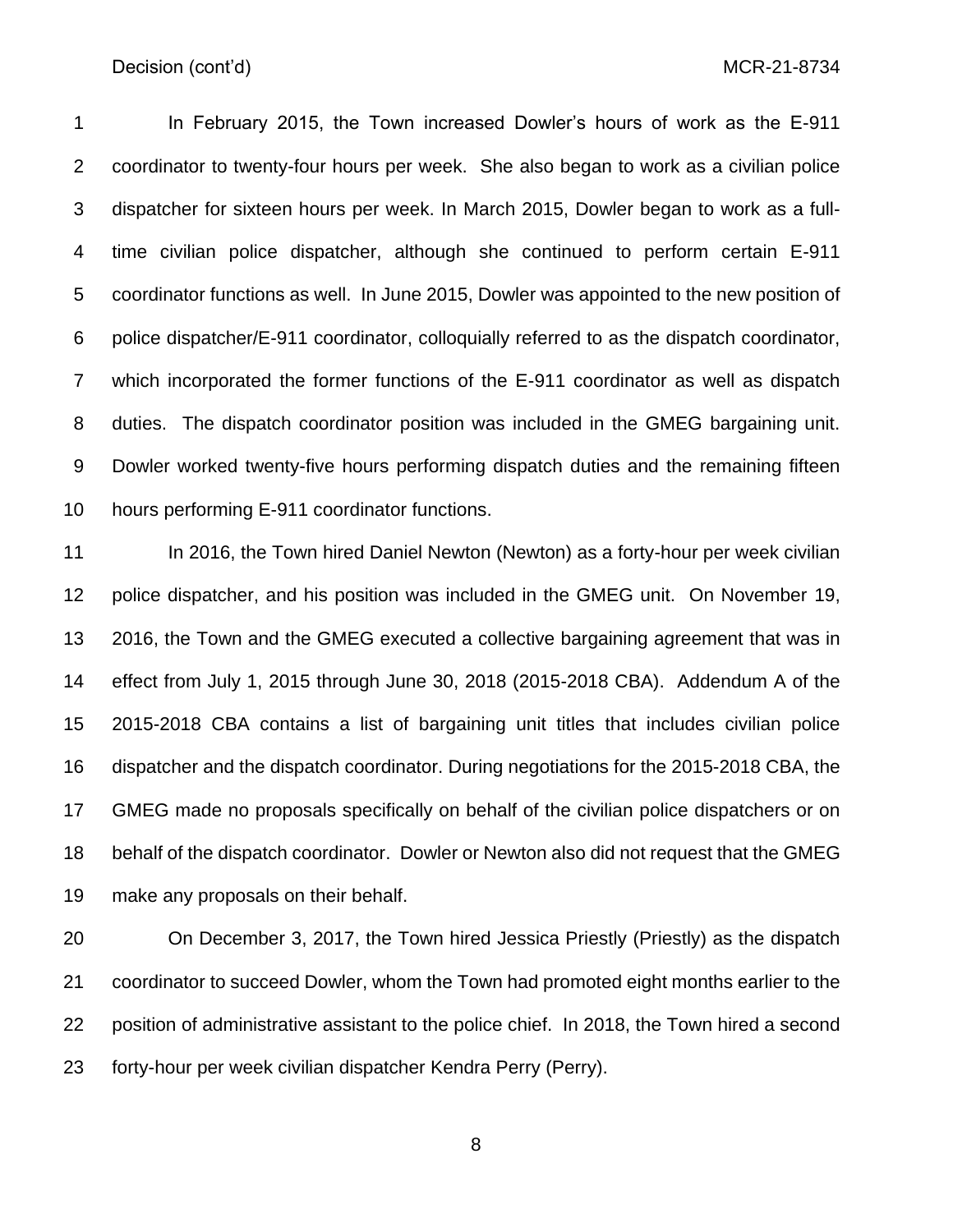In February 2015, the Town increased Dowler's hours of work as the E-911 coordinator to twenty-four hours per week. She also began to work as a civilian police dispatcher for sixteen hours per week. In March 2015, Dowler began to work as a full-time civilian police dispatcher, although she continued to perform certain E-911 coordinator functions as well. In June 2015, Dowler was appointed to the new position of police dispatcher/E-911 coordinator, colloquially referred to as the dispatch coordinator, which incorporated the former functions of the E-911 coordinator as well as dispatch duties. The dispatch coordinator position was included in the GMEG bargaining unit. Dowler worked twenty-five hours performing dispatch duties and the remaining fifteen hours performing E-911 coordinator functions.

In 2016, the Town hired Daniel Newton (Newton) as a forty-hour per week civilian police dispatcher, and his position was included in the GMEG unit. On November 19, 2016, the Town and the GMEG executed a collective bargaining agreement that was in effect from July 1, 2015 through June 30, 2018 (2015-2018 CBA). Addendum A of the 2015-2018 CBA contains a list of bargaining unit titles that includes civilian police dispatcher and the dispatch coordinator. During negotiations for the 2015-2018 CBA, the GMEG made no proposals specifically on behalf of the civilian police dispatchers or on behalf of the dispatch coordinator. Dowler or Newton also did not request that the GMEG make any proposals on their behalf.

On December 3, 2017, the Town hired Jessica Priestly (Priestly) as the dispatch coordinator to succeed Dowler, whom the Town had promoted eight months earlier to the position of administrative assistant to the police chief. In 2018, the Town hired a second forty-hour per week civilian dispatcher Kendra Perry (Perry).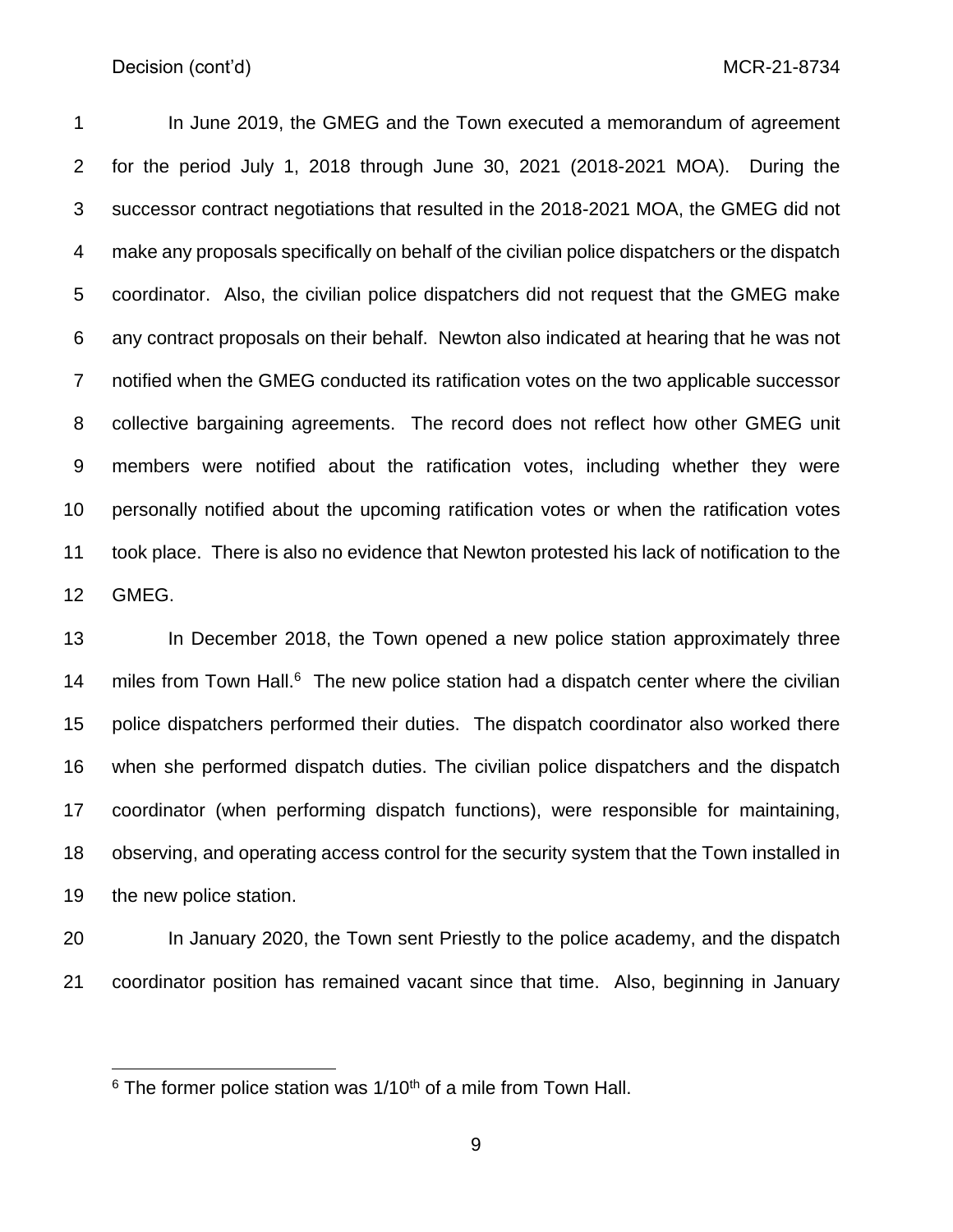In June 2019, the GMEG and the Town executed a memorandum of agreement for the period July 1, 2018 through June 30, 2021 (2018-2021 MOA). During the successor contract negotiations that resulted in the 2018-2021 MOA, the GMEG did not make any proposals specifically on behalf of the civilian police dispatchers or the dispatch coordinator. Also, the civilian police dispatchers did not request that the GMEG make any contract proposals on their behalf. Newton also indicated at hearing that he was not notified when the GMEG conducted its ratification votes on the two applicable successor collective bargaining agreements. The record does not reflect how other GMEG unit members were notified about the ratification votes, including whether they were personally notified about the upcoming ratification votes or when the ratification votes took place. There is also no evidence that Newton protested his lack of notification to the GMEG.

In December 2018, the Town opened a new police station approximately three miles from Town Hall.[6] The new police station had a dispatch center where the civilian police dispatchers performed their duties. The dispatch coordinator also worked there when she performed dispatch duties. The civilian police dispatchers and the dispatch coordinator (when performing dispatch functions), were responsible for maintaining, observing, and operating access control for the security system that the Town installed in the new police station.

In January 2020, the Town sent Priestly to the police academy, and the dispatch coordinator position has remained vacant since that time. Also, beginning in January

---

[6] The former police station was 1/10th of a mile from Town Hall.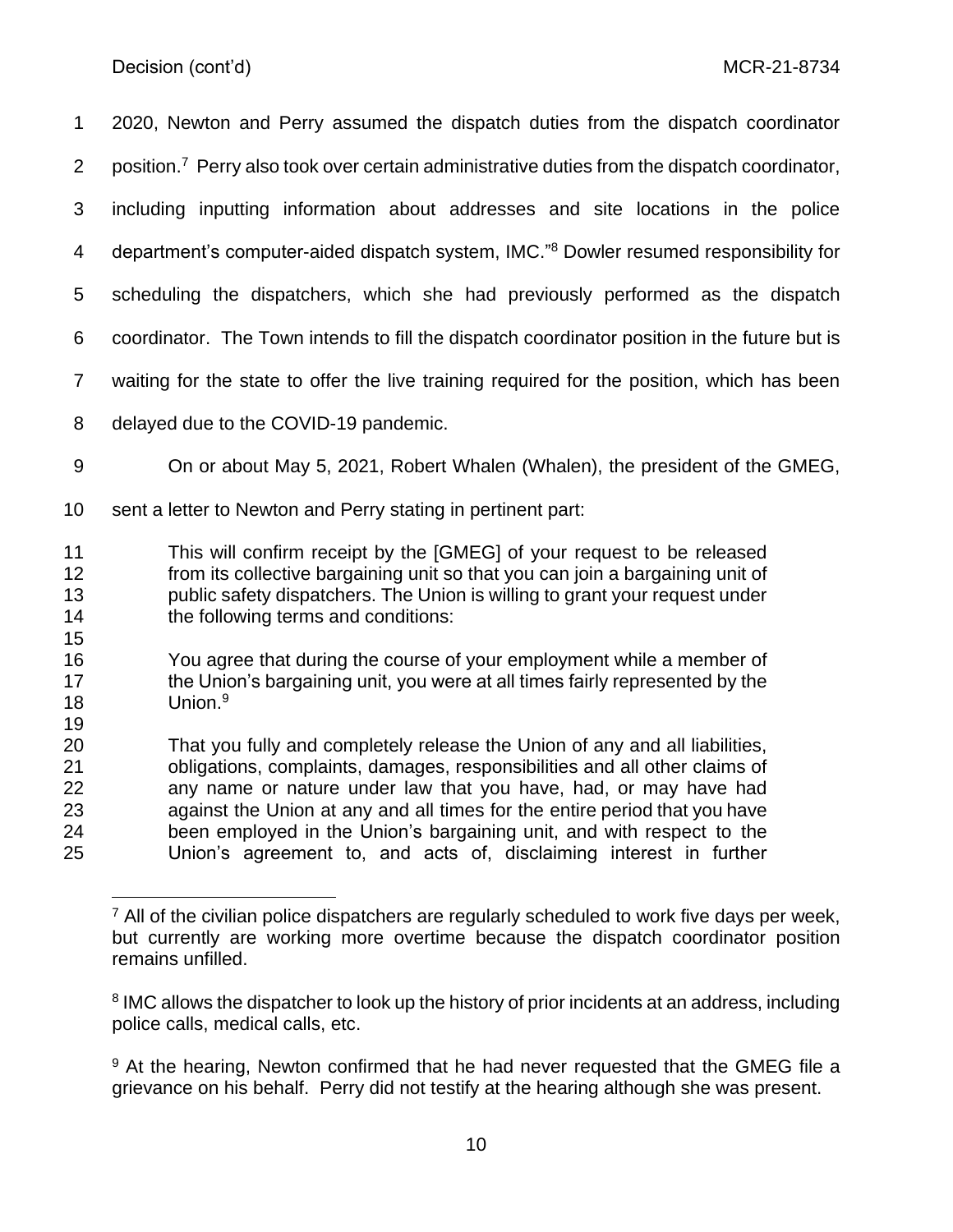2020, Newton and Perry assumed the dispatch duties from the dispatch coordinator position.[7] Perry also took over certain administrative duties from the dispatch coordinator, including inputting information about addresses and site locations in the police department's computer-aided dispatch system, IMC."[8] Dowler resumed responsibility for scheduling the dispatchers, which she had previously performed as the dispatch coordinator. The Town intends to fill the dispatch coordinator position in the future but is waiting for the state to offer the live training required for the position, which has been delayed due to the COVID-19 pandemic.

On or about May 5, 2021, Robert Whalen (Whalen), the president of the GMEG, sent a letter to Newton and Perry stating in pertinent part:

> This will confirm receipt by the [GMEG] of your request to be released from its collective bargaining unit so that you can join a bargaining unit of public safety dispatchers. The Union is willing to grant your request under the following terms and conditions:
>
> You agree that during the course of your employment while a member of the Union's bargaining unit, you were at all times fairly represented by the Union.[9]
>
> That you fully and completely release the Union of any and all liabilities, obligations, complaints, damages, responsibilities and all other claims of any name or nature under law that you have, had, or may have had against the Union at any and all times for the entire period that you have been employed in the Union's bargaining unit, and with respect to the Union's agreement to, and acts of, disclaiming interest in further

---

[7] All of the civilian police dispatchers are regularly scheduled to work five days per week, but currently are working more overtime because the dispatch coordinator position remains unfilled.

[8] IMC allows the dispatcher to look up the history of prior incidents at an address, including police calls, medical calls, etc.

[9] At the hearing, Newton confirmed that he had never requested that the GMEG file a grievance on his behalf. Perry did not testify at the hearing although she was present.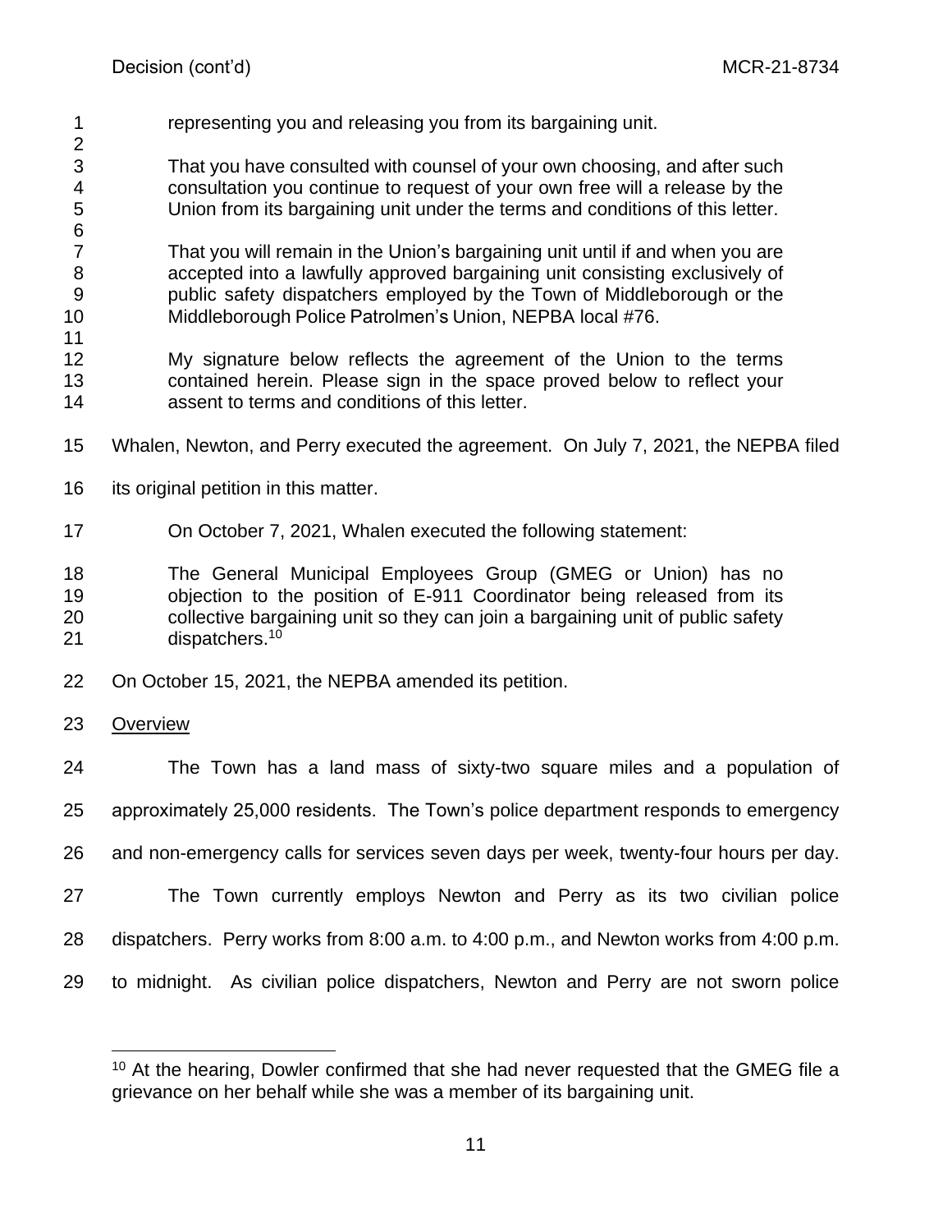representing you and releasing you from its bargaining unit.

> That you have consulted with counsel of your own choosing, and after such consultation you continue to request of your own free will a release by the Union from its bargaining unit under the terms and conditions of this letter.
>
> That you will remain in the Union's bargaining unit until if and when you are accepted into a lawfully approved bargaining unit consisting exclusively of public safety dispatchers employed by the Town of Middleborough or the Middleborough Police Patrolmen's Union, NEPBA local #76.
>
> My signature below reflects the agreement of the Union to the terms contained herein. Please sign in the space proved below to reflect your assent to terms and conditions of this letter.

Whalen, Newton, and Perry executed the agreement. On July 7, 2021, the NEPBA filed its original petition in this matter.

On October 7, 2021, Whalen executed the following statement:

> The General Municipal Employees Group (GMEG or Union) has no objection to the position of E-911 Coordinator being released from its collective bargaining unit so they can join a bargaining unit of public safety dispatchers.[10]

On October 15, 2021, the NEPBA amended its petition.

Overview

The Town has a land mass of sixty-two square miles and a population of approximately 25,000 residents. The Town's police department responds to emergency and non-emergency calls for services seven days per week, twenty-four hours per day.

The Town currently employs Newton and Perry as its two civilian police dispatchers. Perry works from 8:00 a.m. to 4:00 p.m., and Newton works from 4:00 p.m. to midnight. As civilian police dispatchers, Newton and Perry are not sworn police

---

[10] At the hearing, Dowler confirmed that she had never requested that the GMEG file a grievance on her behalf while she was a member of its bargaining unit.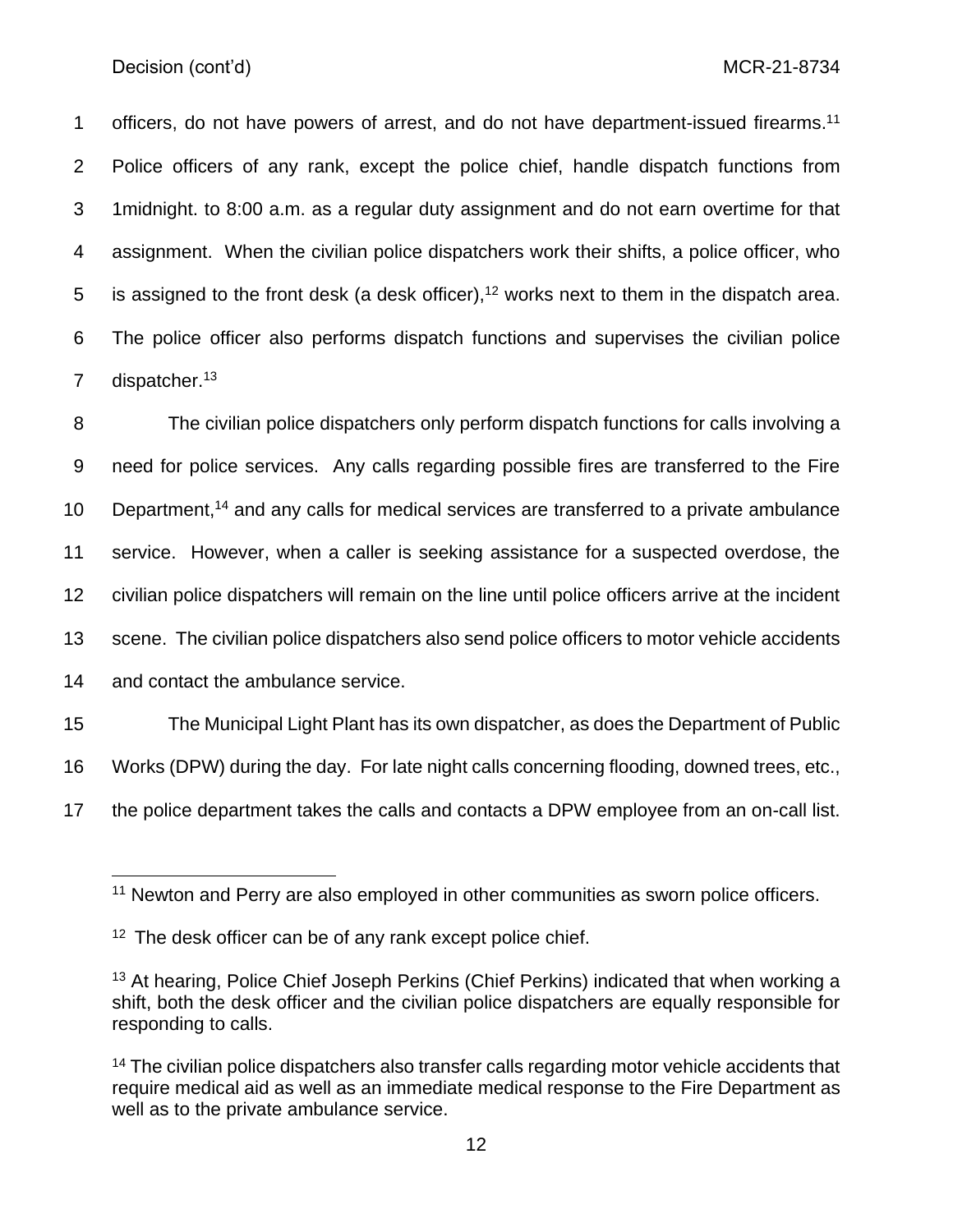officers, do not have powers of arrest, and do not have department-issued firearms.[11] Police officers of any rank, except the police chief, handle dispatch functions from 1midnight. to 8:00 a.m. as a regular duty assignment and do not earn overtime for that assignment. When the civilian police dispatchers work their shifts, a police officer, who is assigned to the front desk (a desk officer),[12] works next to them in the dispatch area. The police officer also performs dispatch functions and supervises the civilian police dispatcher.[13]

The civilian police dispatchers only perform dispatch functions for calls involving a need for police services. Any calls regarding possible fires are transferred to the Fire Department,[14] and any calls for medical services are transferred to a private ambulance service. However, when a caller is seeking assistance for a suspected overdose, the civilian police dispatchers will remain on the line until police officers arrive at the incident scene. The civilian police dispatchers also send police officers to motor vehicle accidents and contact the ambulance service.

The Municipal Light Plant has its own dispatcher, as does the Department of Public Works (DPW) during the day. For late night calls concerning flooding, downed trees, etc., the police department takes the calls and contacts a DPW employee from an on-call list.

---

[11] Newton and Perry are also employed in other communities as sworn police officers.

[12] The desk officer can be of any rank except police chief.

[13] At hearing, Police Chief Joseph Perkins (Chief Perkins) indicated that when working a shift, both the desk officer and the civilian police dispatchers are equally responsible for responding to calls.

[14] The civilian police dispatchers also transfer calls regarding motor vehicle accidents that require medical aid as well as an immediate medical response to the Fire Department as well as to the private ambulance service.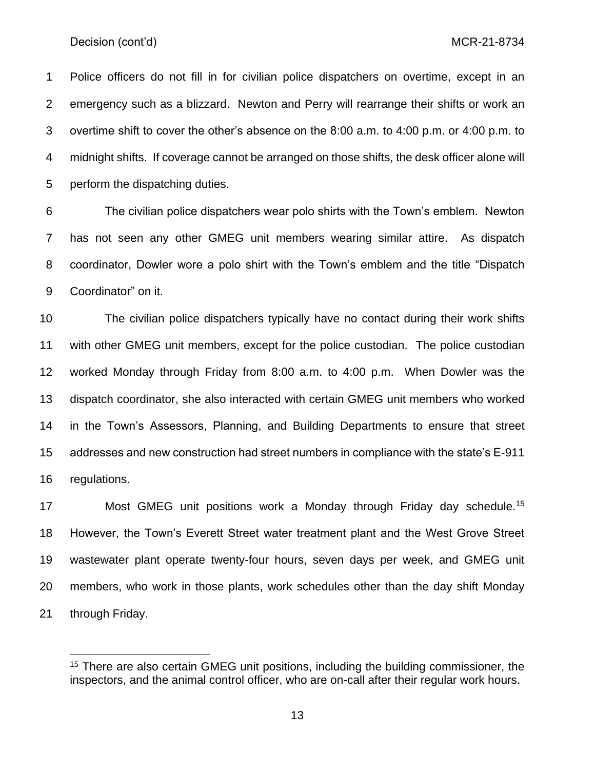Police officers do not fill in for civilian police dispatchers on overtime, except in an emergency such as a blizzard. Newton and Perry will rearrange their shifts or work an overtime shift to cover the other's absence on the 8:00 a.m. to 4:00 p.m. or 4:00 p.m. to midnight shifts. If coverage cannot be arranged on those shifts, the desk officer alone will perform the dispatching duties.

The civilian police dispatchers wear polo shirts with the Town's emblem. Newton has not seen any other GMEG unit members wearing similar attire. As dispatch coordinator, Dowler wore a polo shirt with the Town's emblem and the title "Dispatch Coordinator" on it.

The civilian police dispatchers typically have no contact during their work shifts with other GMEG unit members, except for the police custodian. The police custodian worked Monday through Friday from 8:00 a.m. to 4:00 p.m. When Dowler was the dispatch coordinator, she also interacted with certain GMEG unit members who worked in the Town's Assessors, Planning, and Building Departments to ensure that street addresses and new construction had street numbers in compliance with the state's E-911 regulations.

Most GMEG unit positions work a Monday through Friday day schedule.[15] However, the Town's Everett Street water treatment plant and the West Grove Street wastewater plant operate twenty-four hours, seven days per week, and GMEG unit members, who work in those plants, work schedules other than the day shift Monday through Friday.

[15] There are also certain GMEG unit positions, including the building commissioner, the inspectors, and the animal control officer, who are on-call after their regular work hours.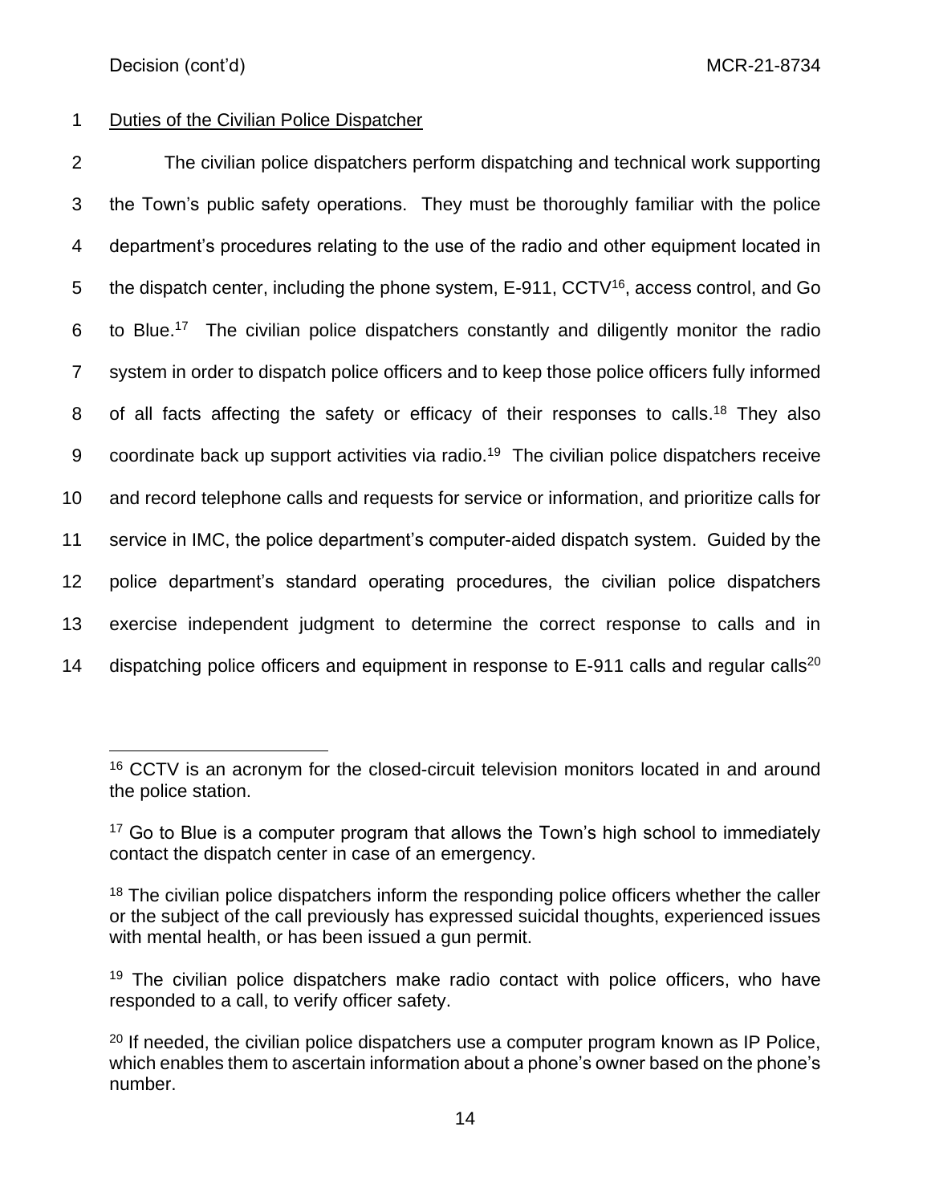Duties of the Civilian Police Dispatcher

The civilian police dispatchers perform dispatching and technical work supporting the Town's public safety operations. They must be thoroughly familiar with the police department's procedures relating to the use of the radio and other equipment located in the dispatch center, including the phone system, E-911, CCTV[16], access control, and Go to Blue.[17] The civilian police dispatchers constantly and diligently monitor the radio system in order to dispatch police officers and to keep those police officers fully informed of all facts affecting the safety or efficacy of their responses to calls.[18] They also coordinate back up support activities via radio.[19] The civilian police dispatchers receive and record telephone calls and requests for service or information, and prioritize calls for service in IMC, the police department's computer-aided dispatch system. Guided by the police department's standard operating procedures, the civilian police dispatchers exercise independent judgment to determine the correct response to calls and in dispatching police officers and equipment in response to E-911 calls and regular calls[20]

---

[16] CCTV is an acronym for the closed-circuit television monitors located in and around the police station.

[17] Go to Blue is a computer program that allows the Town's high school to immediately contact the dispatch center in case of an emergency.

[18] The civilian police dispatchers inform the responding police officers whether the caller or the subject of the call previously has expressed suicidal thoughts, experienced issues with mental health, or has been issued a gun permit.

[19] The civilian police dispatchers make radio contact with police officers, who have responded to a call, to verify officer safety.

[20] If needed, the civilian police dispatchers use a computer program known as IP Police, which enables them to ascertain information about a phone's owner based on the phone's number.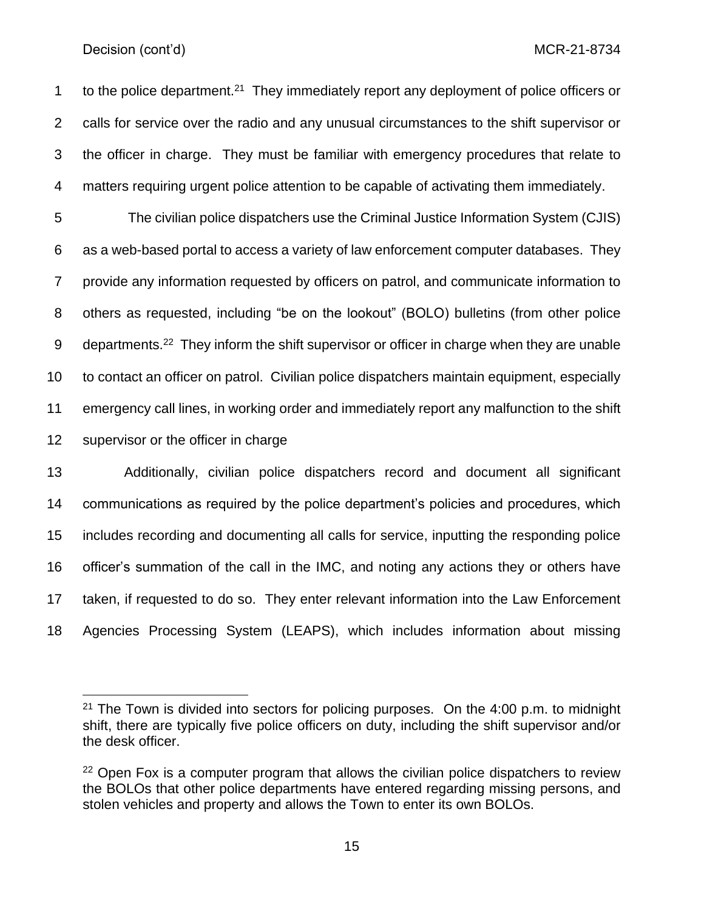to the police department.[21] They immediately report any deployment of police officers or calls for service over the radio and any unusual circumstances to the shift supervisor or the officer in charge. They must be familiar with emergency procedures that relate to matters requiring urgent police attention to be capable of activating them immediately.

The civilian police dispatchers use the Criminal Justice Information System (CJIS) as a web-based portal to access a variety of law enforcement computer databases. They provide any information requested by officers on patrol, and communicate information to others as requested, including "be on the lookout" (BOLO) bulletins (from other police departments.[22] They inform the shift supervisor or officer in charge when they are unable to contact an officer on patrol. Civilian police dispatchers maintain equipment, especially emergency call lines, in working order and immediately report any malfunction to the shift supervisor or the officer in charge

Additionally, civilian police dispatchers record and document all significant communications as required by the police department's policies and procedures, which includes recording and documenting all calls for service, inputting the responding police officer's summation of the call in the IMC, and noting any actions they or others have taken, if requested to do so. They enter relevant information into the Law Enforcement Agencies Processing System (LEAPS), which includes information about missing

---

[21] The Town is divided into sectors for policing purposes. On the 4:00 p.m. to midnight shift, there are typically five police officers on duty, including the shift supervisor and/or the desk officer.

[22] Open Fox is a computer program that allows the civilian police dispatchers to review the BOLOs that other police departments have entered regarding missing persons, and stolen vehicles and property and allows the Town to enter its own BOLOs.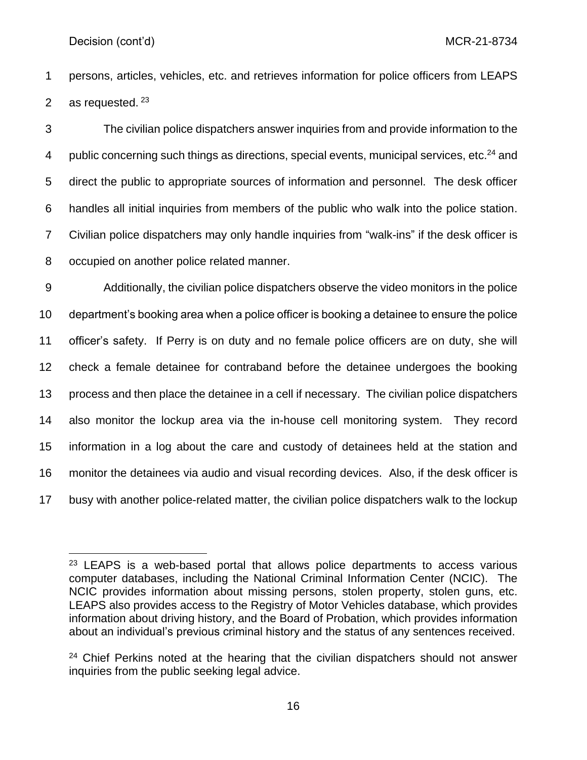persons, articles, vehicles, etc. and retrieves information for police officers from LEAPS as requested. [23]

The civilian police dispatchers answer inquiries from and provide information to the public concerning such things as directions, special events, municipal services, etc.[24] and direct the public to appropriate sources of information and personnel. The desk officer handles all initial inquiries from members of the public who walk into the police station. Civilian police dispatchers may only handle inquiries from "walk-ins" if the desk officer is occupied on another police related manner.

Additionally, the civilian police dispatchers observe the video monitors in the police department's booking area when a police officer is booking a detainee to ensure the police officer's safety. If Perry is on duty and no female police officers are on duty, she will check a female detainee for contraband before the detainee undergoes the booking process and then place the detainee in a cell if necessary. The civilian police dispatchers also monitor the lockup area via the in-house cell monitoring system. They record information in a log about the care and custody of detainees held at the station and monitor the detainees via audio and visual recording devices. Also, if the desk officer is busy with another police-related matter, the civilian police dispatchers walk to the lockup

---

[23] LEAPS is a web-based portal that allows police departments to access various computer databases, including the National Criminal Information Center (NCIC). The NCIC provides information about missing persons, stolen property, stolen guns, etc. LEAPS also provides access to the Registry of Motor Vehicles database, which provides information about driving history, and the Board of Probation, which provides information about an individual's previous criminal history and the status of any sentences received.

[24] Chief Perkins noted at the hearing that the civilian dispatchers should not answer inquiries from the public seeking legal advice.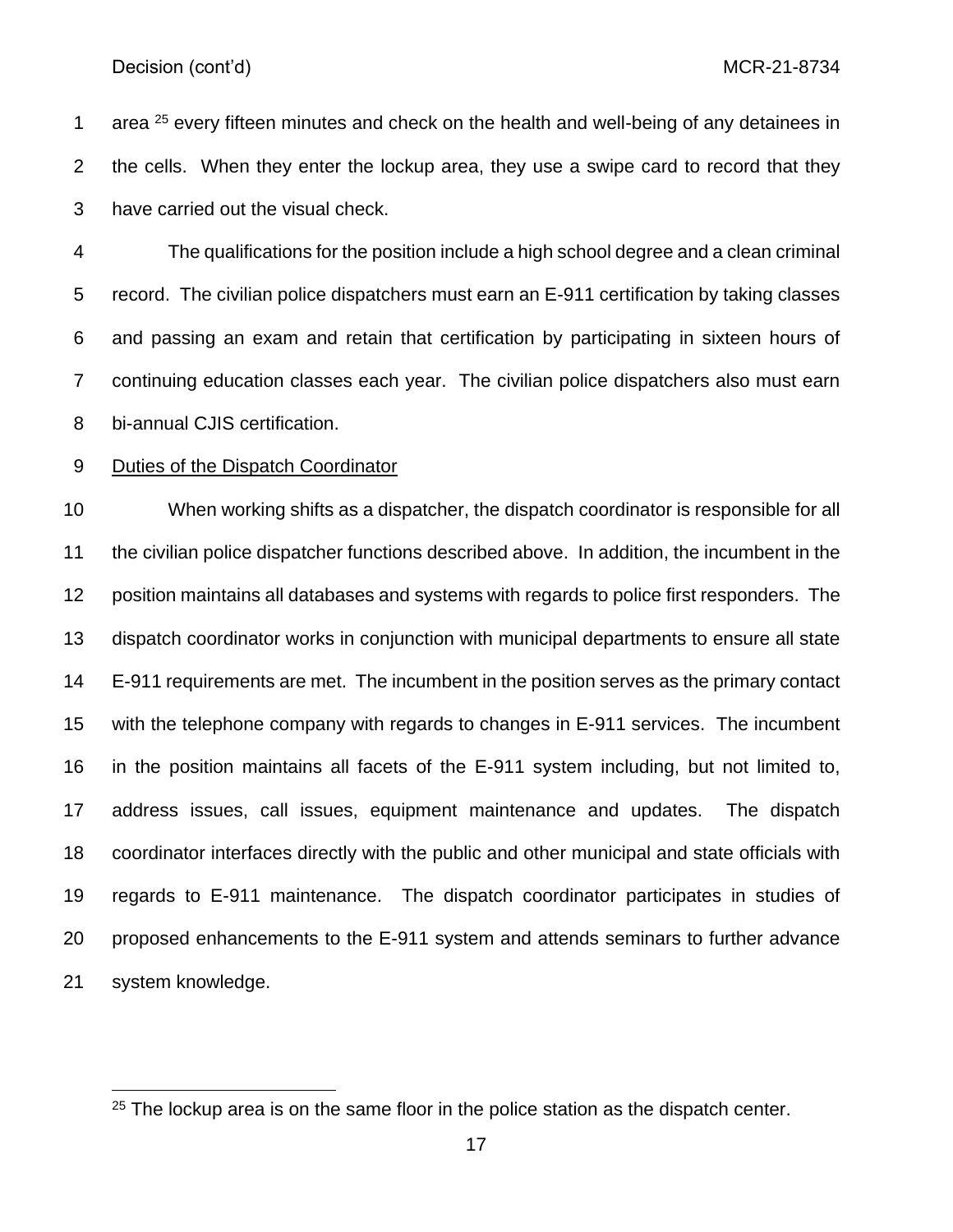area [25] every fifteen minutes and check on the health and well-being of any detainees in the cells. When they enter the lockup area, they use a swipe card to record that they have carried out the visual check.

The qualifications for the position include a high school degree and a clean criminal record. The civilian police dispatchers must earn an E-911 certification by taking classes and passing an exam and retain that certification by participating in sixteen hours of continuing education classes each year. The civilian police dispatchers also must earn bi-annual CJIS certification.

Duties of the Dispatch Coordinator

When working shifts as a dispatcher, the dispatch coordinator is responsible for all the civilian police dispatcher functions described above. In addition, the incumbent in the position maintains all databases and systems with regards to police first responders. The dispatch coordinator works in conjunction with municipal departments to ensure all state E-911 requirements are met. The incumbent in the position serves as the primary contact with the telephone company with regards to changes in E-911 services. The incumbent in the position maintains all facets of the E-911 system including, but not limited to, address issues, call issues, equipment maintenance and updates. The dispatch coordinator interfaces directly with the public and other municipal and state officials with regards to E-911 maintenance. The dispatch coordinator participates in studies of proposed enhancements to the E-911 system and attends seminars to further advance system knowledge.

[25] The lockup area is on the same floor in the police station as the dispatch center.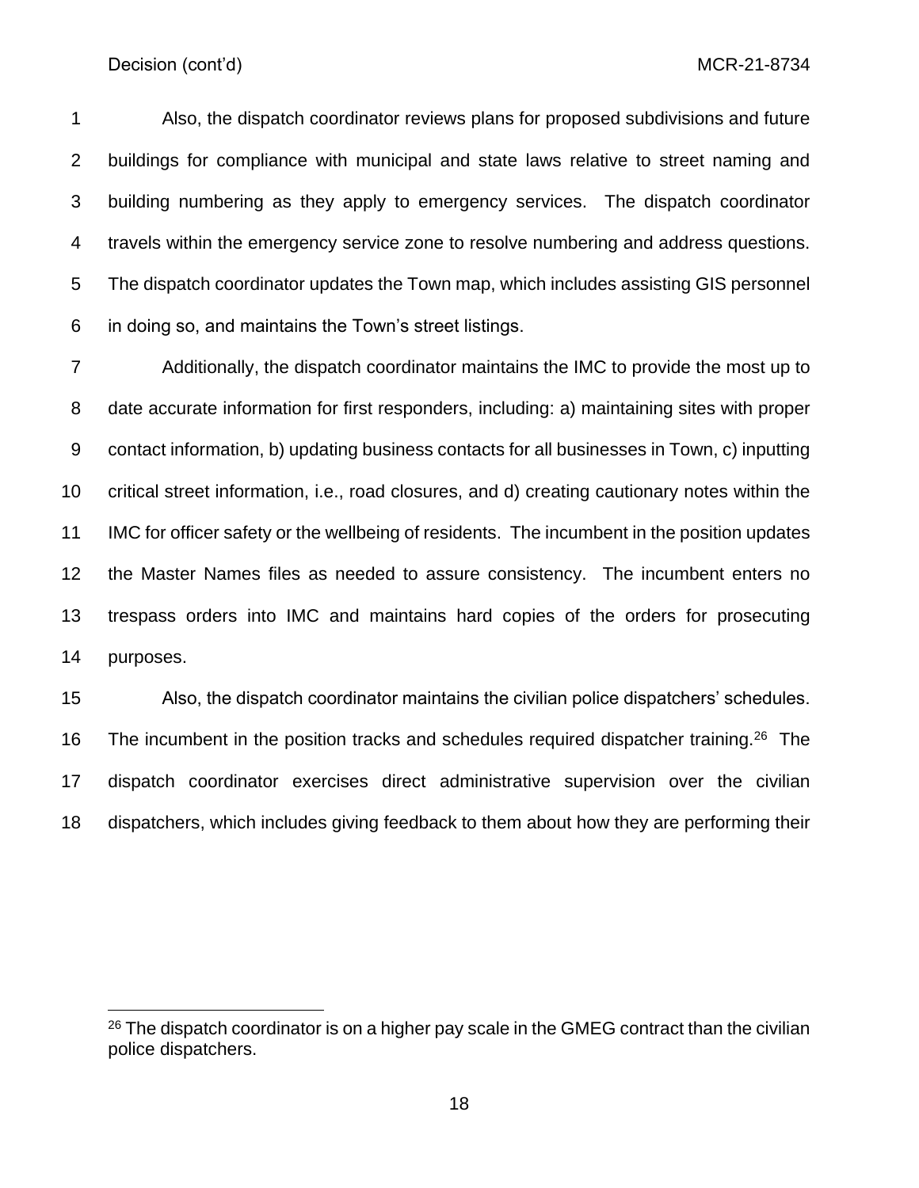Also, the dispatch coordinator reviews plans for proposed subdivisions and future buildings for compliance with municipal and state laws relative to street naming and building numbering as they apply to emergency services. The dispatch coordinator travels within the emergency service zone to resolve numbering and address questions. The dispatch coordinator updates the Town map, which includes assisting GIS personnel in doing so, and maintains the Town's street listings.

Additionally, the dispatch coordinator maintains the IMC to provide the most up to date accurate information for first responders, including: a) maintaining sites with proper contact information, b) updating business contacts for all businesses in Town, c) inputting critical street information, i.e., road closures, and d) creating cautionary notes within the IMC for officer safety or the wellbeing of residents. The incumbent in the position updates the Master Names files as needed to assure consistency. The incumbent enters no trespass orders into IMC and maintains hard copies of the orders for prosecuting purposes.

Also, the dispatch coordinator maintains the civilian police dispatchers' schedules. The incumbent in the position tracks and schedules required dispatcher training.[26] The dispatch coordinator exercises direct administrative supervision over the civilian dispatchers, which includes giving feedback to them about how they are performing their

---

[26] The dispatch coordinator is on a higher pay scale in the GMEG contract than the civilian police dispatchers.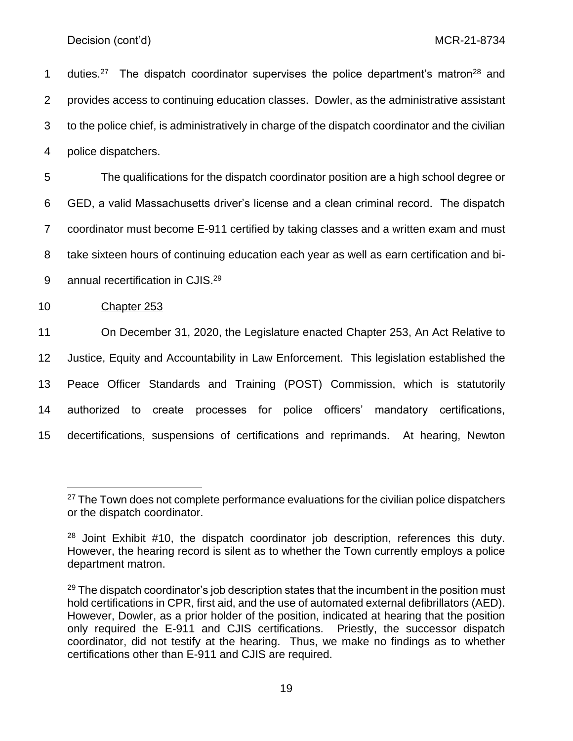duties.[27] The dispatch coordinator supervises the police department's matron[28] and provides access to continuing education classes. Dowler, as the administrative assistant to the police chief, is administratively in charge of the dispatch coordinator and the civilian police dispatchers.

The qualifications for the dispatch coordinator position are a high school degree or GED, a valid Massachusetts driver's license and a clean criminal record. The dispatch coordinator must become E-911 certified by taking classes and a written exam and must take sixteen hours of continuing education each year as well as earn certification and bi-annual recertification in CJIS.[29]

<u>Chapter 253</u>

On December 31, 2020, the Legislature enacted Chapter 253, An Act Relative to Justice, Equity and Accountability in Law Enforcement. This legislation established the Peace Officer Standards and Training (POST) Commission, which is statutorily authorized to create processes for police officers' mandatory certifications, decertifications, suspensions of certifications and reprimands. At hearing, Newton

---

[27] The Town does not complete performance evaluations for the civilian police dispatchers or the dispatch coordinator.

[28] Joint Exhibit #10, the dispatch coordinator job description, references this duty. However, the hearing record is silent as to whether the Town currently employs a police department matron.

[29] The dispatch coordinator's job description states that the incumbent in the position must hold certifications in CPR, first aid, and the use of automated external defibrillators (AED). However, Dowler, as a prior holder of the position, indicated at hearing that the position only required the E-911 and CJIS certifications. Priestly, the successor dispatch coordinator, did not testify at the hearing. Thus, we make no findings as to whether certifications other than E-911 and CJIS are required.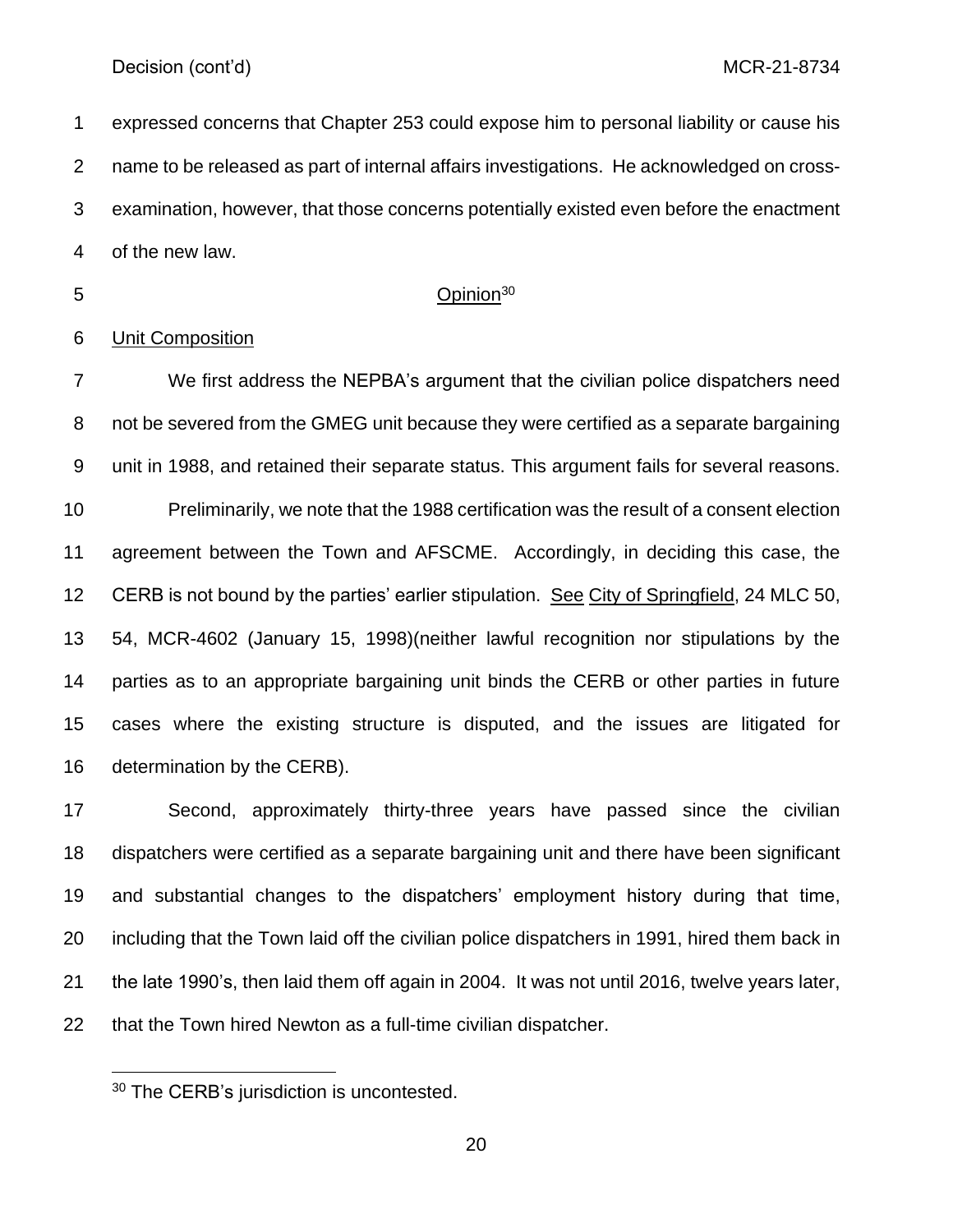expressed concerns that Chapter 253 could expose him to personal liability or cause his name to be released as part of internal affairs investigations. He acknowledged on cross-examination, however, that those concerns potentially existed even before the enactment of the new law.

## Opinion[30]

### Unit Composition

We first address the NEPBA's argument that the civilian police dispatchers need not be severed from the GMEG unit because they were certified as a separate bargaining unit in 1988, and retained their separate status. This argument fails for several reasons.

Preliminarily, we note that the 1988 certification was the result of a consent election agreement between the Town and AFSCME. Accordingly, in deciding this case, the CERB is not bound by the parties' earlier stipulation. See City of Springfield, 24 MLC 50, 54, MCR-4602 (January 15, 1998)(neither lawful recognition nor stipulations by the parties as to an appropriate bargaining unit binds the CERB or other parties in future cases where the existing structure is disputed, and the issues are litigated for determination by the CERB).

Second, approximately thirty-three years have passed since the civilian dispatchers were certified as a separate bargaining unit and there have been significant and substantial changes to the dispatchers' employment history during that time, including that the Town laid off the civilian police dispatchers in 1991, hired them back in the late 1990's, then laid them off again in 2004. It was not until 2016, twelve years later, that the Town hired Newton as a full-time civilian dispatcher.

---

[30] The CERB's jurisdiction is uncontested.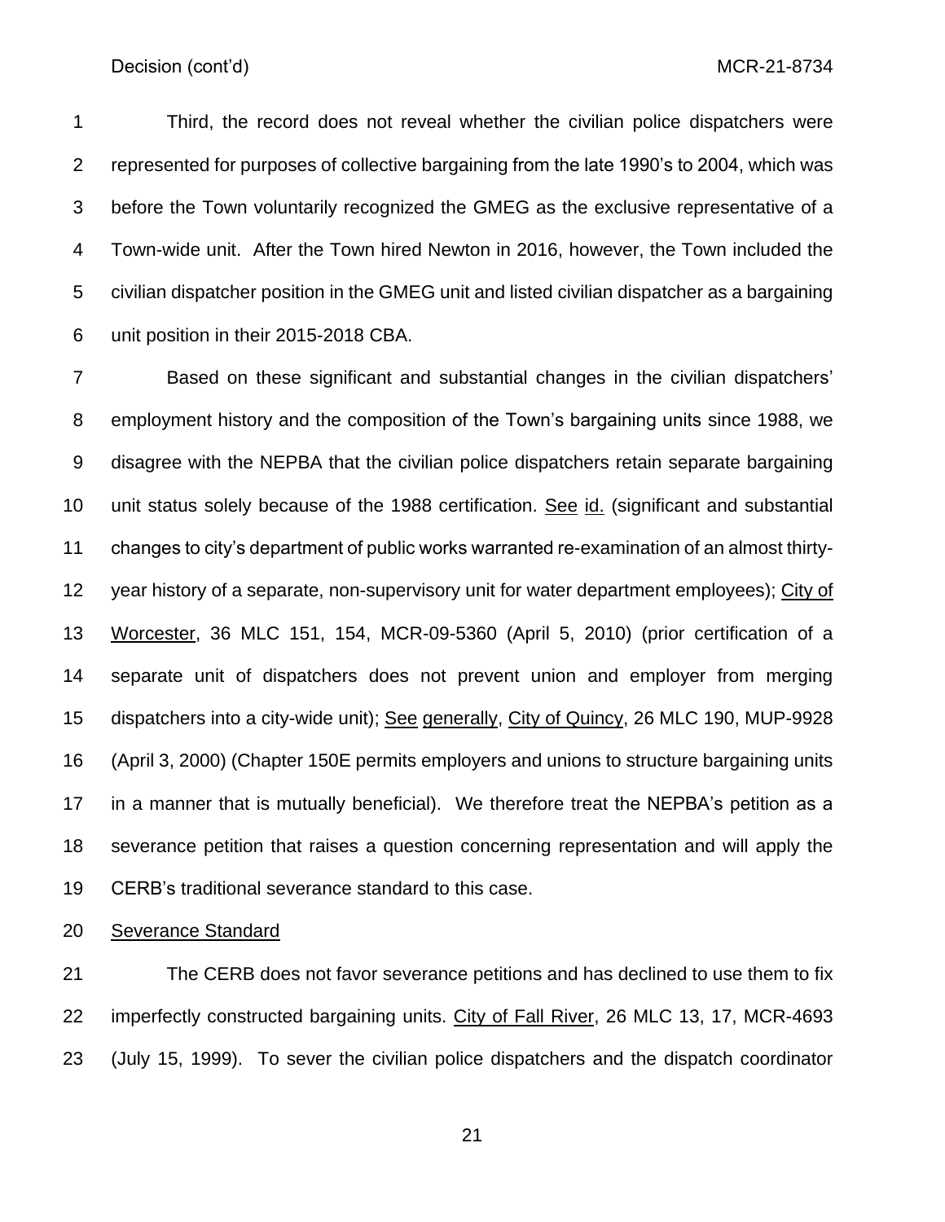Third, the record does not reveal whether the civilian police dispatchers were represented for purposes of collective bargaining from the late 1990's to 2004, which was before the Town voluntarily recognized the GMEG as the exclusive representative of a Town-wide unit. After the Town hired Newton in 2016, however, the Town included the civilian dispatcher position in the GMEG unit and listed civilian dispatcher as a bargaining unit position in their 2015-2018 CBA.

Based on these significant and substantial changes in the civilian dispatchers' employment history and the composition of the Town's bargaining units since 1988, we disagree with the NEPBA that the civilian police dispatchers retain separate bargaining unit status solely because of the 1988 certification. See id. (significant and substantial changes to city's department of public works warranted re-examination of an almost thirty-year history of a separate, non-supervisory unit for water department employees); City of Worcester, 36 MLC 151, 154, MCR-09-5360 (April 5, 2010) (prior certification of a separate unit of dispatchers does not prevent union and employer from merging dispatchers into a city-wide unit); See generally, City of Quincy, 26 MLC 190, MUP-9928 (April 3, 2000) (Chapter 150E permits employers and unions to structure bargaining units in a manner that is mutually beneficial). We therefore treat the NEPBA's petition as a severance petition that raises a question concerning representation and will apply the CERB's traditional severance standard to this case.

Severance Standard

The CERB does not favor severance petitions and has declined to use them to fix imperfectly constructed bargaining units. City of Fall River, 26 MLC 13, 17, MCR-4693 (July 15, 1999). To sever the civilian police dispatchers and the dispatch coordinator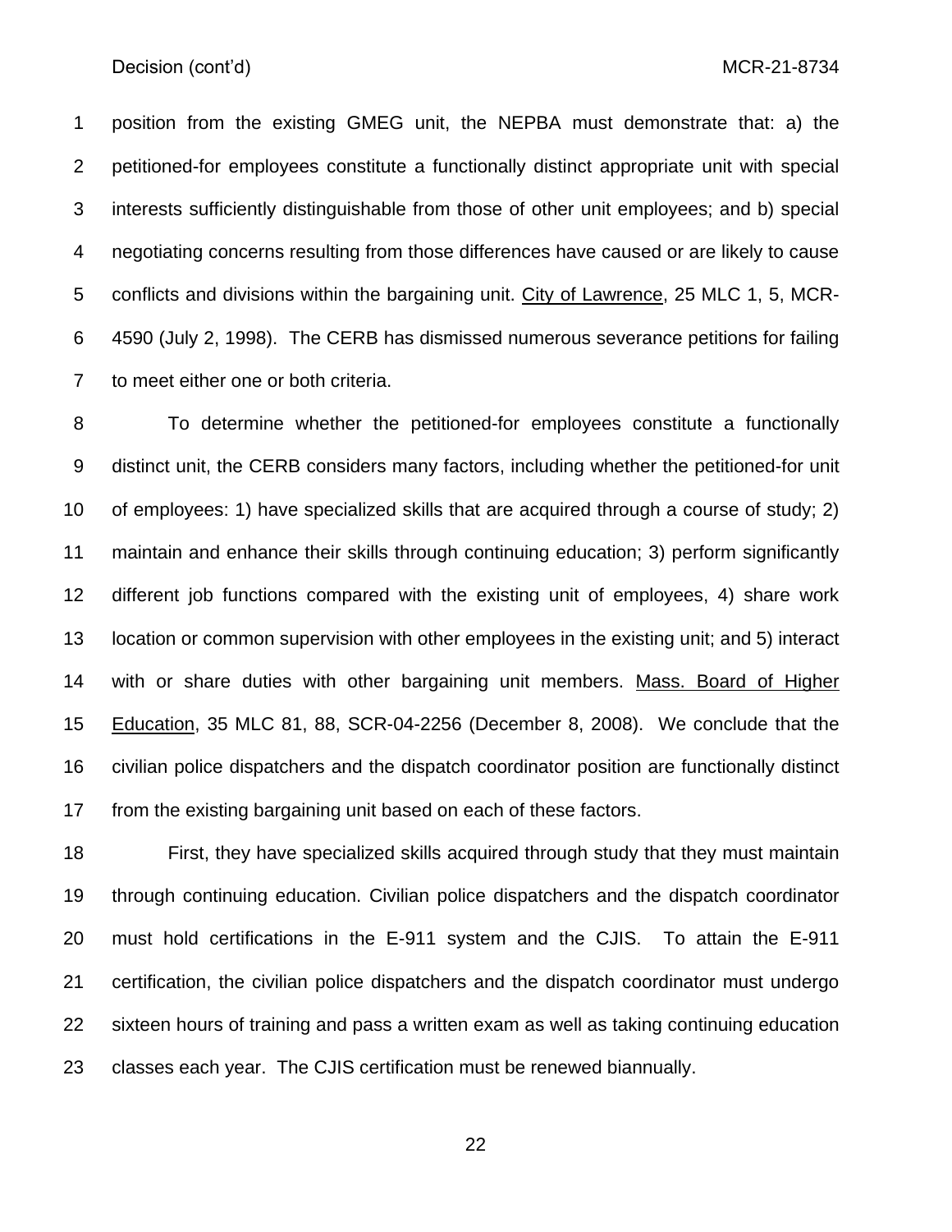position from the existing GMEG unit, the NEPBA must demonstrate that: a) the petitioned-for employees constitute a functionally distinct appropriate unit with special interests sufficiently distinguishable from those of other unit employees; and b) special negotiating concerns resulting from those differences have caused or are likely to cause conflicts and divisions within the bargaining unit. City of Lawrence, 25 MLC 1, 5, MCR-4590 (July 2, 1998). The CERB has dismissed numerous severance petitions for failing to meet either one or both criteria.

To determine whether the petitioned-for employees constitute a functionally distinct unit, the CERB considers many factors, including whether the petitioned-for unit of employees: 1) have specialized skills that are acquired through a course of study; 2) maintain and enhance their skills through continuing education; 3) perform significantly different job functions compared with the existing unit of employees, 4) share work location or common supervision with other employees in the existing unit; and 5) interact with or share duties with other bargaining unit members. Mass. Board of Higher Education, 35 MLC 81, 88, SCR-04-2256 (December 8, 2008). We conclude that the civilian police dispatchers and the dispatch coordinator position are functionally distinct from the existing bargaining unit based on each of these factors.

First, they have specialized skills acquired through study that they must maintain through continuing education. Civilian police dispatchers and the dispatch coordinator must hold certifications in the E-911 system and the CJIS. To attain the E-911 certification, the civilian police dispatchers and the dispatch coordinator must undergo sixteen hours of training and pass a written exam as well as taking continuing education classes each year. The CJIS certification must be renewed biannually.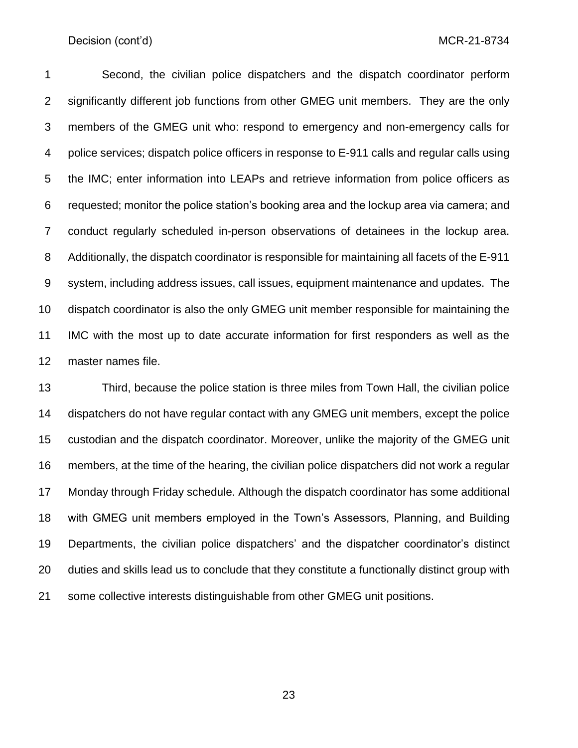Second, the civilian police dispatchers and the dispatch coordinator perform significantly different job functions from other GMEG unit members. They are the only members of the GMEG unit who: respond to emergency and non-emergency calls for police services; dispatch police officers in response to E-911 calls and regular calls using the IMC; enter information into LEAPs and retrieve information from police officers as requested; monitor the police station's booking area and the lockup area via camera; and conduct regularly scheduled in-person observations of detainees in the lockup area. Additionally, the dispatch coordinator is responsible for maintaining all facets of the E-911 system, including address issues, call issues, equipment maintenance and updates. The dispatch coordinator is also the only GMEG unit member responsible for maintaining the IMC with the most up to date accurate information for first responders as well as the master names file.

Third, because the police station is three miles from Town Hall, the civilian police dispatchers do not have regular contact with any GMEG unit members, except the police custodian and the dispatch coordinator. Moreover, unlike the majority of the GMEG unit members, at the time of the hearing, the civilian police dispatchers did not work a regular Monday through Friday schedule. Although the dispatch coordinator has some additional with GMEG unit members employed in the Town's Assessors, Planning, and Building Departments, the civilian police dispatchers' and the dispatcher coordinator's distinct duties and skills lead us to conclude that they constitute a functionally distinct group with some collective interests distinguishable from other GMEG unit positions.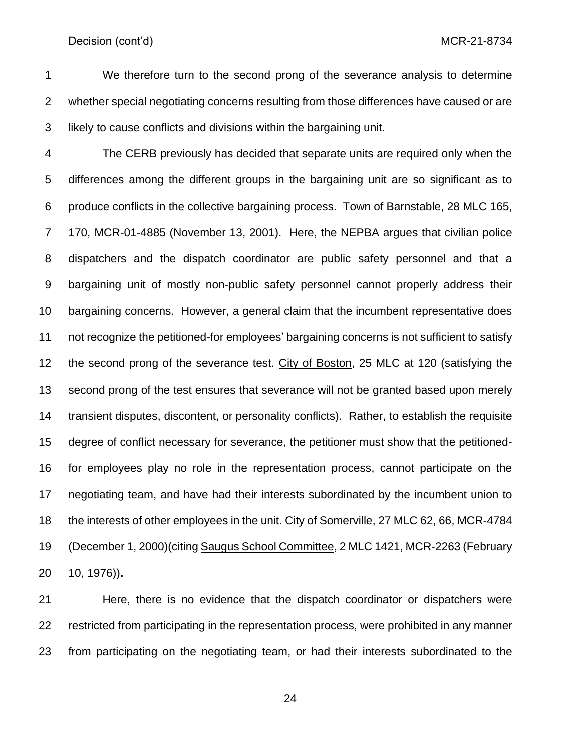We therefore turn to the second prong of the severance analysis to determine whether special negotiating concerns resulting from those differences have caused or are likely to cause conflicts and divisions within the bargaining unit.

The CERB previously has decided that separate units are required only when the differences among the different groups in the bargaining unit are so significant as to produce conflicts in the collective bargaining process. Town of Barnstable, 28 MLC 165, 170, MCR-01-4885 (November 13, 2001). Here, the NEPBA argues that civilian police dispatchers and the dispatch coordinator are public safety personnel and that a bargaining unit of mostly non-public safety personnel cannot properly address their bargaining concerns. However, a general claim that the incumbent representative does not recognize the petitioned-for employees' bargaining concerns is not sufficient to satisfy the second prong of the severance test. City of Boston, 25 MLC at 120 (satisfying the second prong of the test ensures that severance will not be granted based upon merely transient disputes, discontent, or personality conflicts). Rather, to establish the requisite degree of conflict necessary for severance, the petitioner must show that the petitioned-for employees play no role in the representation process, cannot participate on the negotiating team, and have had their interests subordinated by the incumbent union to the interests of other employees in the unit. City of Somerville, 27 MLC 62, 66, MCR-4784 (December 1, 2000)(citing Saugus School Committee, 2 MLC 1421, MCR-2263 (February 10, 1976)).

Here, there is no evidence that the dispatch coordinator or dispatchers were restricted from participating in the representation process, were prohibited in any manner from participating on the negotiating team, or had their interests subordinated to the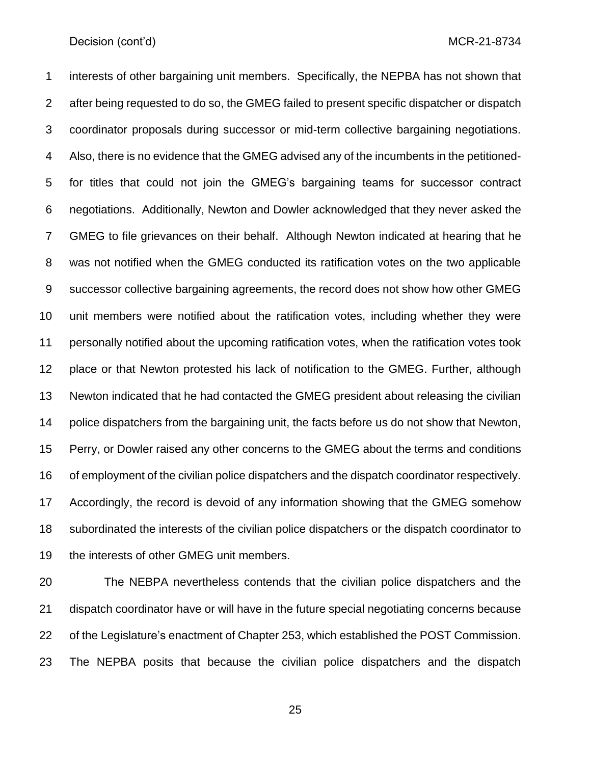interests of other bargaining unit members. Specifically, the NEPBA has not shown that after being requested to do so, the GMEG failed to present specific dispatcher or dispatch coordinator proposals during successor or mid-term collective bargaining negotiations. Also, there is no evidence that the GMEG advised any of the incumbents in the petitioned-for titles that could not join the GMEG's bargaining teams for successor contract negotiations. Additionally, Newton and Dowler acknowledged that they never asked the GMEG to file grievances on their behalf. Although Newton indicated at hearing that he was not notified when the GMEG conducted its ratification votes on the two applicable successor collective bargaining agreements, the record does not show how other GMEG unit members were notified about the ratification votes, including whether they were personally notified about the upcoming ratification votes, when the ratification votes took place or that Newton protested his lack of notification to the GMEG. Further, although Newton indicated that he had contacted the GMEG president about releasing the civilian police dispatchers from the bargaining unit, the facts before us do not show that Newton, Perry, or Dowler raised any other concerns to the GMEG about the terms and conditions of employment of the civilian police dispatchers and the dispatch coordinator respectively. Accordingly, the record is devoid of any information showing that the GMEG somehow subordinated the interests of the civilian police dispatchers or the dispatch coordinator to the interests of other GMEG unit members.

The NEBPA nevertheless contends that the civilian police dispatchers and the dispatch coordinator have or will have in the future special negotiating concerns because of the Legislature's enactment of Chapter 253, which established the POST Commission. The NEPBA posits that because the civilian police dispatchers and the dispatch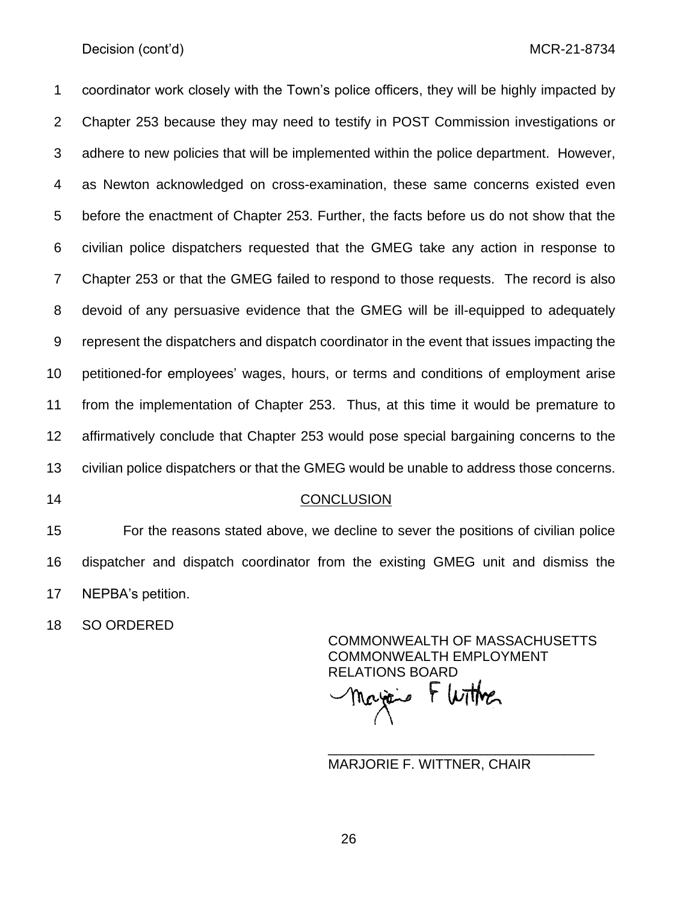coordinator work closely with the Town's police officers, they will be highly impacted by Chapter 253 because they may need to testify in POST Commission investigations or adhere to new policies that will be implemented within the police department. However, as Newton acknowledged on cross-examination, these same concerns existed even before the enactment of Chapter 253. Further, the facts before us do not show that the civilian police dispatchers requested that the GMEG take any action in response to Chapter 253 or that the GMEG failed to respond to those requests. The record is also devoid of any persuasive evidence that the GMEG will be ill-equipped to adequately represent the dispatchers and dispatch coordinator in the event that issues impacting the petitioned-for employees' wages, hours, or terms and conditions of employment arise from the implementation of Chapter 253. Thus, at this time it would be premature to affirmatively conclude that Chapter 253 would pose special bargaining concerns to the civilian police dispatchers or that the GMEG would be unable to address those concerns.

## CONCLUSION

For the reasons stated above, we decline to sever the positions of civilian police dispatcher and dispatch coordinator from the existing GMEG unit and dismiss the NEPBA's petition.

SO ORDERED

COMMONWEALTH OF MASSACHUSETTS
COMMONWEALTH EMPLOYMENT RELATIONS BOARD

Marjorie F Wittner

MARJORIE F. WITTNER, CHAIR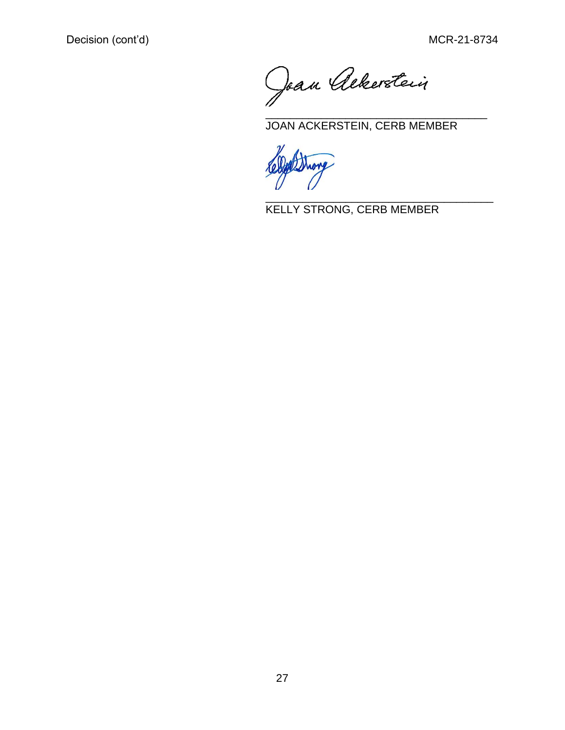JOAN ACKERSTEIN, CERB MEMBER

KELLY STRONG, CERB MEMBER